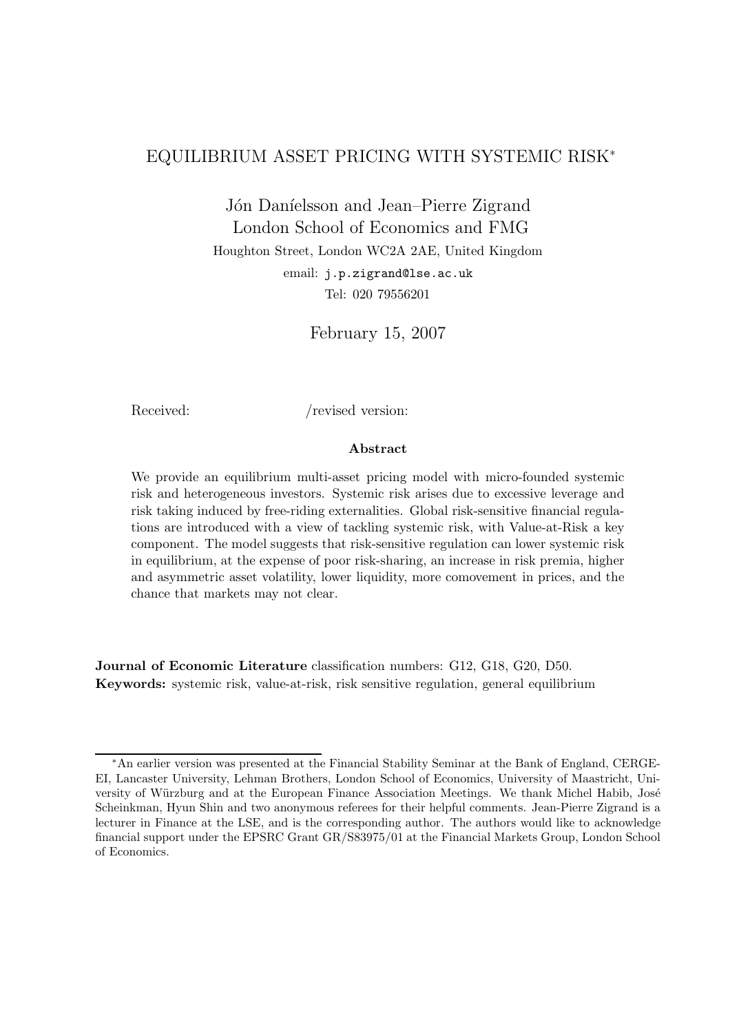# EQUILIBRIUM ASSET PRICING WITH SYSTEMIC RISK*

Jón Daníelsson and Jean–Pierre Zigrand
London School of Economics and FMG
Houghton Street, London WC2A 2AE, United Kingdom
email: j.p.zigrand@lse.ac.uk
Tel: 020 79556201

February 15, 2007

Received: /revised version:

### Abstract

We provide an equilibrium multi-asset pricing model with micro-founded systemic risk and heterogeneous investors. Systemic risk arises due to excessive leverage and risk taking induced by free-riding externalities. Global risk-sensitive financial regulations are introduced with a view of tackling systemic risk, with Value-at-Risk a key component. The model suggests that risk-sensitive regulation can lower systemic risk in equilibrium, at the expense of poor risk-sharing, an increase in risk premia, higher and asymmetric asset volatility, lower liquidity, more comovement in prices, and the chance that markets may not clear.

**Journal of Economic Literature** classification numbers: G12, G18, G20, D50.
**Keywords:** systemic risk, value-at-risk, risk sensitive regulation, general equilibrium

---

*An earlier version was presented at the Financial Stability Seminar at the Bank of England, CERGE-EI, Lancaster University, Lehman Brothers, London School of Economics, University of Maastricht, University of Würzburg and at the European Finance Association Meetings. We thank Michel Habib, José Scheinkman, Hyun Shin and two anonymous referees for their helpful comments. Jean-Pierre Zigrand is a lecturer in Finance at the LSE, and is the corresponding author. The authors would like to acknowledge financial support under the EPSRC Grant GR/S83975/01 at the Financial Markets Group, London School of Economics.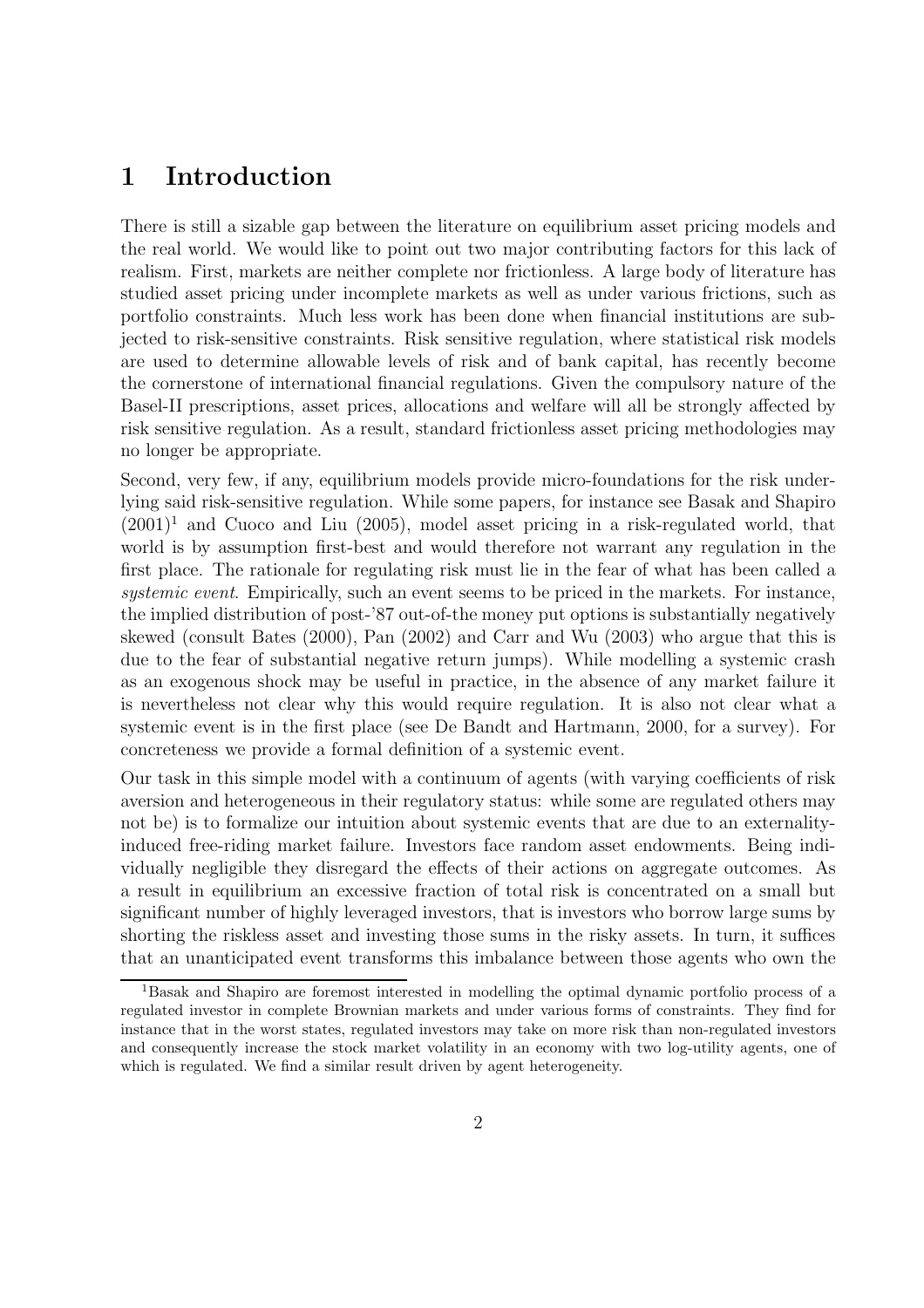# 1 Introduction

There is still a sizable gap between the literature on equilibrium asset pricing models and the real world. We would like to point out two major contributing factors for this lack of realism. First, markets are neither complete nor frictionless. A large body of literature has studied asset pricing under incomplete markets as well as under various frictions, such as portfolio constraints. Much less work has been done when financial institutions are subjected to risk-sensitive constraints. Risk sensitive regulation, where statistical risk models are used to determine allowable levels of risk and of bank capital, has recently become the cornerstone of international financial regulations. Given the compulsory nature of the Basel-II prescriptions, asset prices, allocations and welfare will all be strongly affected by risk sensitive regulation. As a result, standard frictionless asset pricing methodologies may no longer be appropriate.

Second, very few, if any, equilibrium models provide micro-foundations for the risk underlying said risk-sensitive regulation. While some papers, for instance see Basak and Shapiro (2001)[1] and Cuoco and Liu (2005), model asset pricing in a risk-regulated world, that world is by assumption first-best and would therefore not warrant any regulation in the first place. The rationale for regulating risk must lie in the fear of what has been called a *systemic event*. Empirically, such an event seems to be priced in the markets. For instance, the implied distribution of post-'87 out-of-the money put options is substantially negatively skewed (consult Bates (2000), Pan (2002) and Carr and Wu (2003) who argue that this is due to the fear of substantial negative return jumps). While modelling a systemic crash as an exogenous shock may be useful in practice, in the absence of any market failure it is nevertheless not clear why this would require regulation. It is also not clear what a systemic event is in the first place (see De Bandt and Hartmann, 2000, for a survey). For concreteness we provide a formal definition of a systemic event.

Our task in this simple model with a continuum of agents (with varying coefficients of risk aversion and heterogeneous in their regulatory status: while some are regulated others may not be) is to formalize our intuition about systemic events that are due to an externality-induced free-riding market failure. Investors face random asset endowments. Being individually negligible they disregard the effects of their actions on aggregate outcomes. As a result in equilibrium an excessive fraction of total risk is concentrated on a small but significant number of highly leveraged investors, that is investors who borrow large sums by shorting the riskless asset and investing those sums in the risky assets. In turn, it suffices that an unanticipated event transforms this imbalance between those agents who own the

[1] Basak and Shapiro are foremost interested in modelling the optimal dynamic portfolio process of a regulated investor in complete Brownian markets and under various forms of constraints. They find for instance that in the worst states, regulated investors may take on more risk than non-regulated investors and consequently increase the stock market volatility in an economy with two log-utility agents, one of which is regulated. We find a similar result driven by agent heterogeneity.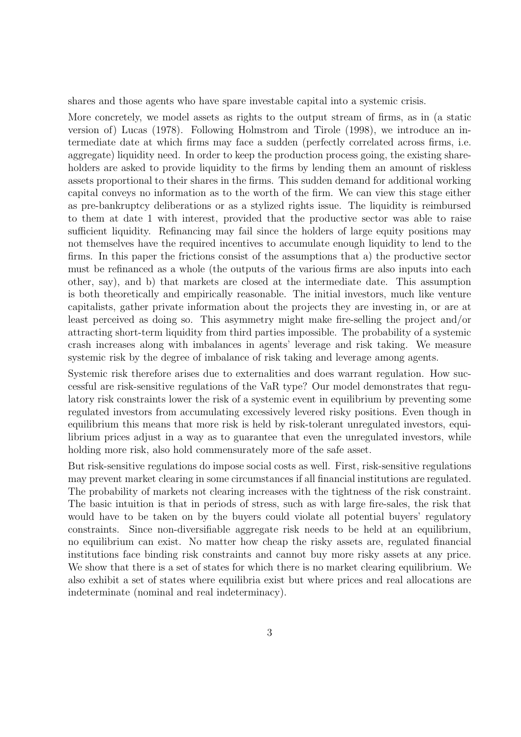shares and those agents who have spare investable capital into a systemic crisis.

More concretely, we model assets as rights to the output stream of firms, as in (a static version of) Lucas (1978). Following Holmstrom and Tirole (1998), we introduce an intermediate date at which firms may face a sudden (perfectly correlated across firms, i.e. aggregate) liquidity need. In order to keep the production process going, the existing shareholders are asked to provide liquidity to the firms by lending them an amount of riskless assets proportional to their shares in the firms. This sudden demand for additional working capital conveys no information as to the worth of the firm. We can view this stage either as pre-bankruptcy deliberations or as a stylized rights issue. The liquidity is reimbursed to them at date 1 with interest, provided that the productive sector was able to raise sufficient liquidity. Refinancing may fail since the holders of large equity positions may not themselves have the required incentives to accumulate enough liquidity to lend to the firms. In this paper the frictions consist of the assumptions that a) the productive sector must be refinanced as a whole (the outputs of the various firms are also inputs into each other, say), and b) that markets are closed at the intermediate date. This assumption is both theoretically and empirically reasonable. The initial investors, much like venture capitalists, gather private information about the projects they are investing in, or are at least perceived as doing so. This asymmetry might make fire-selling the project and/or attracting short-term liquidity from third parties impossible. The probability of a systemic crash increases along with imbalances in agents' leverage and risk taking. We measure systemic risk by the degree of imbalance of risk taking and leverage among agents.

Systemic risk therefore arises due to externalities and does warrant regulation. How successful are risk-sensitive regulations of the VaR type? Our model demonstrates that regulatory risk constraints lower the risk of a systemic event in equilibrium by preventing some regulated investors from accumulating excessively levered risky positions. Even though in equilibrium this means that more risk is held by risk-tolerant unregulated investors, equilibrium prices adjust in a way as to guarantee that even the unregulated investors, while holding more risk, also hold commensurately more of the safe asset.

But risk-sensitive regulations do impose social costs as well. First, risk-sensitive regulations may prevent market clearing in some circumstances if all financial institutions are regulated. The probability of markets not clearing increases with the tightness of the risk constraint. The basic intuition is that in periods of stress, such as with large fire-sales, the risk that would have to be taken on by the buyers could violate all potential buyers' regulatory constraints. Since non-diversifiable aggregate risk needs to be held at an equilibrium, no equilibrium can exist. No matter how cheap the risky assets are, regulated financial institutions face binding risk constraints and cannot buy more risky assets at any price. We show that there is a set of states for which there is no market clearing equilibrium. We also exhibit a set of states where equilibria exist but where prices and real allocations are indeterminate (nominal and real indeterminacy).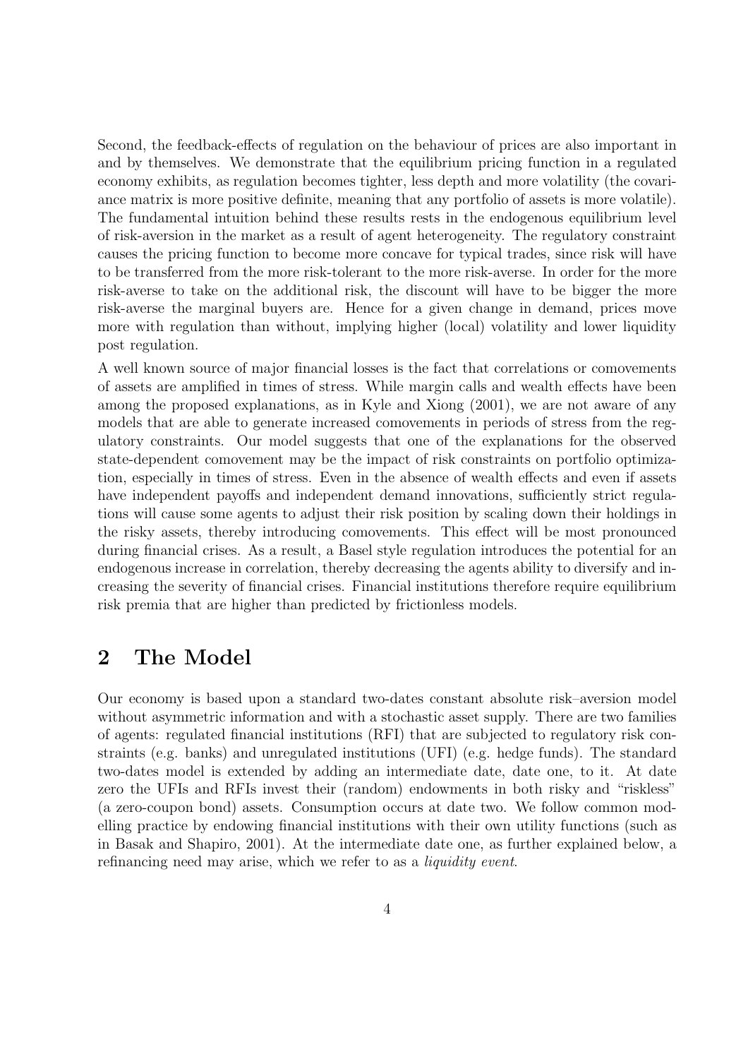Second, the feedback-effects of regulation on the behaviour of prices are also important in and by themselves. We demonstrate that the equilibrium pricing function in a regulated economy exhibits, as regulation becomes tighter, less depth and more volatility (the covariance matrix is more positive definite, meaning that any portfolio of assets is more volatile). The fundamental intuition behind these results rests in the endogenous equilibrium level of risk-aversion in the market as a result of agent heterogeneity. The regulatory constraint causes the pricing function to become more concave for typical trades, since risk will have to be transferred from the more risk-tolerant to the more risk-averse. In order for the more risk-averse to take on the additional risk, the discount will have to be bigger the more risk-averse the marginal buyers are. Hence for a given change in demand, prices move more with regulation than without, implying higher (local) volatility and lower liquidity post regulation.

A well known source of major financial losses is the fact that correlations or comovements of assets are amplified in times of stress. While margin calls and wealth effects have been among the proposed explanations, as in Kyle and Xiong (2001), we are not aware of any models that are able to generate increased comovements in periods of stress from the regulatory constraints. Our model suggests that one of the explanations for the observed state-dependent comovement may be the impact of risk constraints on portfolio optimization, especially in times of stress. Even in the absence of wealth effects and even if assets have independent payoffs and independent demand innovations, sufficiently strict regulations will cause some agents to adjust their risk position by scaling down their holdings in the risky assets, thereby introducing comovements. This effect will be most pronounced during financial crises. As a result, a Basel style regulation introduces the potential for an endogenous increase in correlation, thereby decreasing the agents ability to diversify and increasing the severity of financial crises. Financial institutions therefore require equilibrium risk premia that are higher than predicted by frictionless models.

# 2 The Model

Our economy is based upon a standard two-dates constant absolute risk–aversion model without asymmetric information and with a stochastic asset supply. There are two families of agents: regulated financial institutions (RFI) that are subjected to regulatory risk constraints (e.g. banks) and unregulated institutions (UFI) (e.g. hedge funds). The standard two-dates model is extended by adding an intermediate date, date one, to it. At date zero the UFIs and RFIs invest their (random) endowments in both risky and "riskless" (a zero-coupon bond) assets. Consumption occurs at date two. We follow common modelling practice by endowing financial institutions with their own utility functions (such as in Basak and Shapiro, 2001). At the intermediate date one, as further explained below, a refinancing need may arise, which we refer to as a *liquidity event*.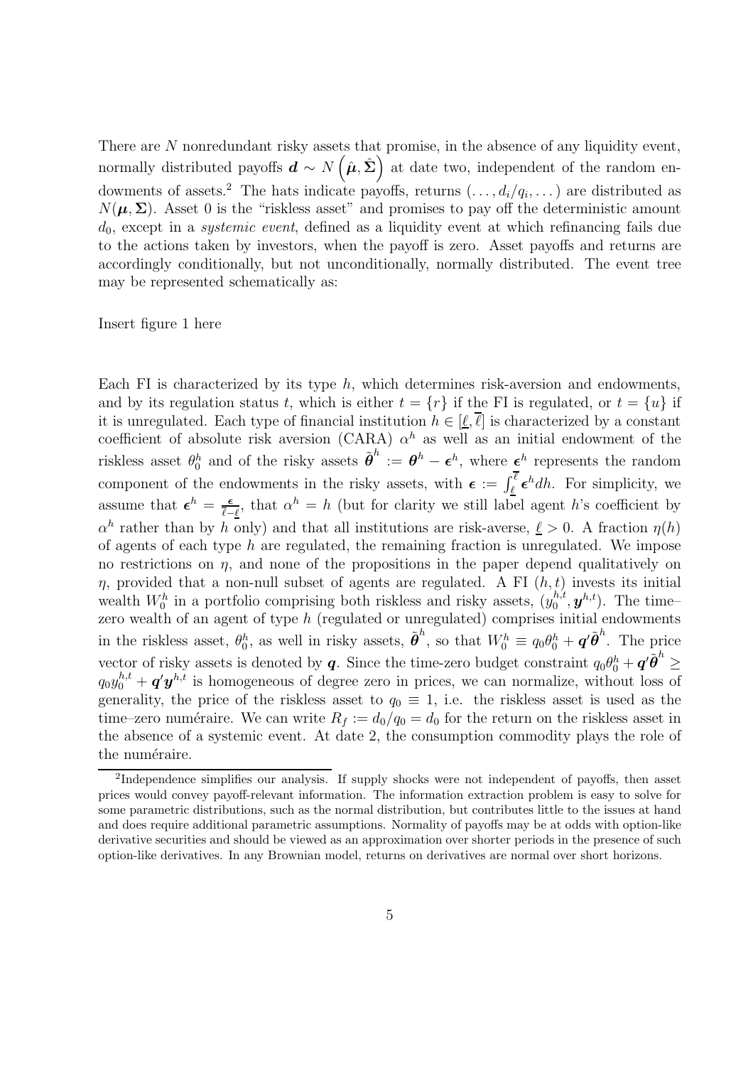There are $N$ nonredundant risky assets that promise, in the absence of any liquidity event, normally distributed payoffs $\boldsymbol{d} \sim N\left(\hat{\boldsymbol{\mu}}, \hat{\boldsymbol{\Sigma}}\right)$ at date two, independent of the random endowments of assets.[2] The hats indicate payoffs, returns $(\ldots, d_i/q_i, \ldots)$ are distributed as $N(\boldsymbol{\mu}, \boldsymbol{\Sigma})$. Asset 0 is the "riskless asset" and promises to pay off the deterministic amount $d_0$, except in a *systemic event*, defined as a liquidity event at which refinancing fails due to the actions taken by investors, when the payoff is zero. Asset payoffs and returns are accordingly conditionally, but not unconditionally, normally distributed. The event tree may be represented schematically as:

Insert figure 1 here

Each FI is characterized by its type $h$, which determines risk-aversion and endowments, and by its regulation status $t$, which is either $t = \{r\}$ if the FI is regulated, or $t = \{u\}$ if it is unregulated. Each type of financial institution $h \in [\underline{\ell}, \overline{\ell}]$ is characterized by a constant coefficient of absolute risk aversion (CARA) $\alpha^h$ as well as an initial endowment of the riskless asset $\theta_0^h$ and of the risky assets $\tilde{\boldsymbol{\theta}}^h := \boldsymbol{\theta}^h - \boldsymbol{\epsilon}^h$, where $\boldsymbol{\epsilon}^h$ represents the random component of the endowments in the risky assets, with $\boldsymbol{\epsilon} := \int_{\underline{\ell}}^{\overline{\ell}} \boldsymbol{\epsilon}^h dh$. For simplicity, we assume that $\boldsymbol{\epsilon}^h = \frac{\boldsymbol{\epsilon}}{\overline{\ell} - \underline{\ell}}$, that $\alpha^h = h$ (but for clarity we still label agent $h$'s coefficient by $\alpha^h$ rather than by $h$ only) and that all institutions are risk-averse, $\underline{\ell} > 0$. A fraction $\eta(h)$ of agents of each type $h$ are regulated, the remaining fraction is unregulated. We impose no restrictions on $\eta$, and none of the propositions in the paper depend qualitatively on $\eta$, provided that a non-null subset of agents are regulated. A FI $(h, t)$ invests its initial wealth $W_0^h$ in a portfolio comprising both riskless and risky assets, $(y_0^{h,t}, \boldsymbol{y}^{h,t})$. The time–zero wealth of an agent of type $h$ (regulated or unregulated) comprises initial endowments in the riskless asset, $\theta_0^h$, as well in risky assets, $\tilde{\boldsymbol{\theta}}^h$, so that $W_0^h \equiv q_0\theta_0^h + \boldsymbol{q}'\tilde{\boldsymbol{\theta}}^h$. The price vector of risky assets is denoted by $\boldsymbol{q}$. Since the time-zero budget constraint $q_0\theta_0^h + \boldsymbol{q}'\tilde{\boldsymbol{\theta}}^h \geq q_0 y_0^{h,t} + \boldsymbol{q}'\boldsymbol{y}^{h,t}$ is homogeneous of degree zero in prices, we can normalize, without loss of generality, the price of the riskless asset to $q_0 \equiv 1$, i.e. the riskless asset is used as the time–zero numéraire. We can write $R_f := d_0/q_0 = d_0$ for the return on the riskless asset in the absence of a systemic event. At date 2, the consumption commodity plays the role of the numéraire.

[2] Independence simplifies our analysis. If supply shocks were not independent of payoffs, then asset prices would convey payoff-relevant information. The information extraction problem is easy to solve for some parametric distributions, such as the normal distribution, but contributes little to the issues at hand and does require additional parametric assumptions. Normality of payoffs may be at odds with option-like derivative securities and should be viewed as an approximation over shorter periods in the presence of such option-like derivatives. In any Brownian model, returns on derivatives are normal over short horizons.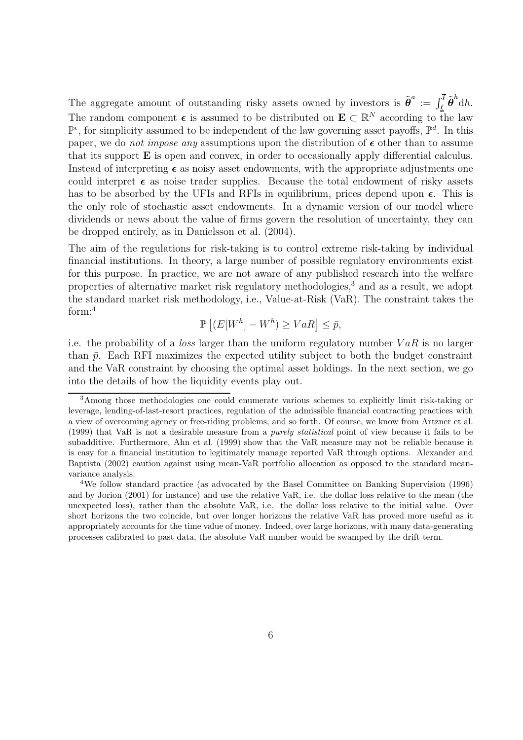The aggregate amount of outstanding risky assets owned by investors is $\tilde{\boldsymbol{\theta}}^a := \int_{\underline{\ell}}^{\overline{\ell}} \tilde{\boldsymbol{\theta}}^h \mathrm{d}h$. The random component $\boldsymbol{\epsilon}$ is assumed to be distributed on $\mathbf{E} \subset \mathbb{R}^N$ according to the law $\mathbb{P}^\epsilon$, for simplicity assumed to be independent of the law governing asset payoffs, $\mathbb{P}^d$. In this paper, we do *not impose any* assumptions upon the distribution of $\boldsymbol{\epsilon}$ other than to assume that its support $\mathbf{E}$ is open and convex, in order to occasionally apply differential calculus. Instead of interpreting $\boldsymbol{\epsilon}$ as noisy asset endowments, with the appropriate adjustments one could interpret $\boldsymbol{\epsilon}$ as noise trader supplies. Because the total endowment of risky assets has to be absorbed by the UFIs and RFIs in equilibrium, prices depend upon $\boldsymbol{\epsilon}$. This is the only role of stochastic asset endowments. In a dynamic version of our model where dividends or news about the value of firms govern the resolution of uncertainty, they can be dropped entirely, as in Danielsson et al. (2004).

The aim of the regulations for risk-taking is to control extreme risk-taking by individual financial institutions. In theory, a large number of possible regulatory environments exist for this purpose. In practice, we are not aware of any published research into the welfare properties of alternative market risk regulatory methodologies,[3] and as a result, we adopt the standard market risk methodology, i.e., Value-at-Risk (VaR). The constraint takes the form:[4]

$$\mathbb{P}\left[(E[W^h] - W^h) \geq VaR\right] \leq \bar{p},$$

i.e. the probability of a *loss* larger than the uniform regulatory number $VaR$ is no larger than $\bar{p}$. Each RFI maximizes the expected utility subject to both the budget constraint and the VaR constraint by choosing the optimal asset holdings. In the next section, we go into the details of how the liquidity events play out.

[3] Among those methodologies one could enumerate various schemes to explicitly limit risk-taking or leverage, lending-of-last-resort practices, regulation of the admissible financial contracting practices with a view of overcoming agency or free-riding problems, and so forth. Of course, we know from Artzner et al. (1999) that VaR is not a desirable measure from a *purely statistical* point of view because it fails to be subadditive. Furthermore, Ahn et al. (1999) show that the VaR measure may not be reliable because it is easy for a financial institution to legitimately manage reported VaR through options. Alexander and Baptista (2002) caution against using mean-VaR portfolio allocation as opposed to the standard mean-variance analysis.

[4] We follow standard practice (as advocated by the Basel Committee on Banking Supervision (1996) and by Jorion (2001) for instance) and use the relative VaR, i.e. the dollar loss relative to the mean (the unexpected loss), rather than the absolute VaR, i.e. the dollar loss relative to the initial value. Over short horizons the two coincide, but over longer horizons the relative VaR has proved more useful as it appropriately accounts for the time value of money. Indeed, over large horizons, with many data-generating processes calibrated to past data, the absolute VaR number would be swamped by the drift term.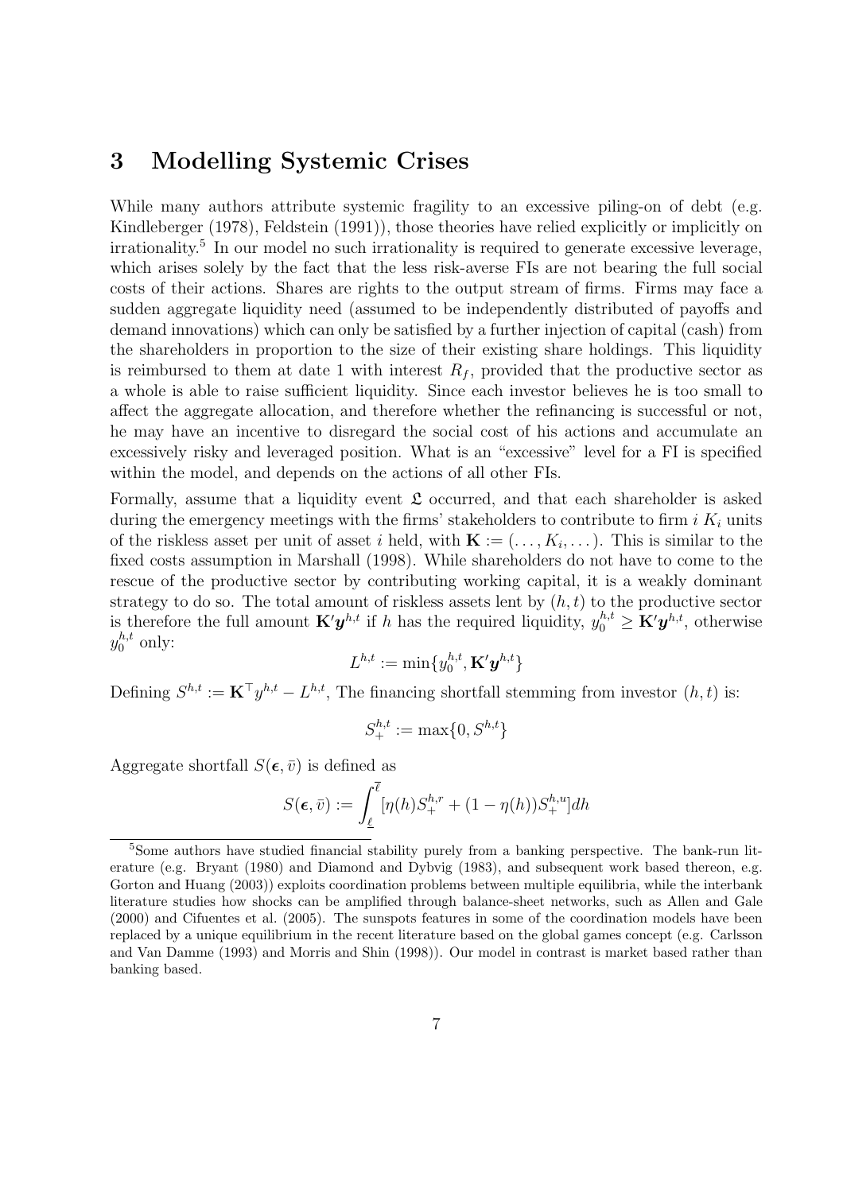## 3 Modelling Systemic Crises

While many authors attribute systemic fragility to an excessive piling-on of debt (e.g. Kindleberger (1978), Feldstein (1991)), those theories have relied explicitly or implicitly on irrationality.[5] In our model no such irrationality is required to generate excessive leverage, which arises solely by the fact that the less risk-averse FIs are not bearing the full social costs of their actions. Shares are rights to the output stream of firms. Firms may face a sudden aggregate liquidity need (assumed to be independently distributed of payoffs and demand innovations) which can only be satisfied by a further injection of capital (cash) from the shareholders in proportion to the size of their existing share holdings. This liquidity is reimbursed to them at date 1 with interest $R_f$, provided that the productive sector as a whole is able to raise sufficient liquidity. Since each investor believes he is too small to affect the aggregate allocation, and therefore whether the refinancing is successful or not, he may have an incentive to disregard the social cost of his actions and accumulate an excessively risky and leveraged position. What is an "excessive" level for a FI is specified within the model, and depends on the actions of all other FIs.

Formally, assume that a liquidity event $\mathfrak{L}$ occurred, and that each shareholder is asked during the emergency meetings with the firms' stakeholders to contribute to firm $i$ $K_i$ units of the riskless asset per unit of asset $i$ held, with $\mathbf{K} := (\dots, K_i, \dots)$. This is similar to the fixed costs assumption in Marshall (1998). While shareholders do not have to come to the rescue of the productive sector by contributing working capital, it is a weakly dominant strategy to do so. The total amount of riskless assets lent by $(h, t)$ to the productive sector is therefore the full amount $\mathbf{K}'\boldsymbol{y}^{h,t}$ if $h$ has the required liquidity, $y_0^{h,t} \geq \mathbf{K}'\boldsymbol{y}^{h,t}$, otherwise $y_0^{h,t}$ only:

$$L^{h,t} := \min\{y_0^{h,t}, \mathbf{K}'\boldsymbol{y}^{h,t}\}$$

Defining $S^{h,t} := \mathbf{K}^\top y^{h,t} - L^{h,t}$, The financing shortfall stemming from investor $(h, t)$ is:

$$S_+^{h,t} := \max\{0, S^{h,t}\}$$

Aggregate shortfall $S(\boldsymbol{\epsilon}, \bar{v})$ is defined as

$$S(\boldsymbol{\epsilon}, \bar{v}) := \int_{\underline{\ell}}^{\overline{\ell}} [\eta(h) S_+^{h,r} + (1 - \eta(h)) S_+^{h,u}] dh$$

[5] Some authors have studied financial stability purely from a banking perspective. The bank-run literature (e.g. Bryant (1980) and Diamond and Dybvig (1983), and subsequent work based thereon, e.g. Gorton and Huang (2003)) exploits coordination problems between multiple equilibria, while the interbank literature studies how shocks can be amplified through balance-sheet networks, such as Allen and Gale (2000) and Cifuentes et al. (2005). The sunspots features in some of the coordination models have been replaced by a unique equilibrium in the recent literature based on the global games concept (e.g. Carlsson and Van Damme (1993) and Morris and Shin (1998)). Our model in contrast is market based rather than banking based.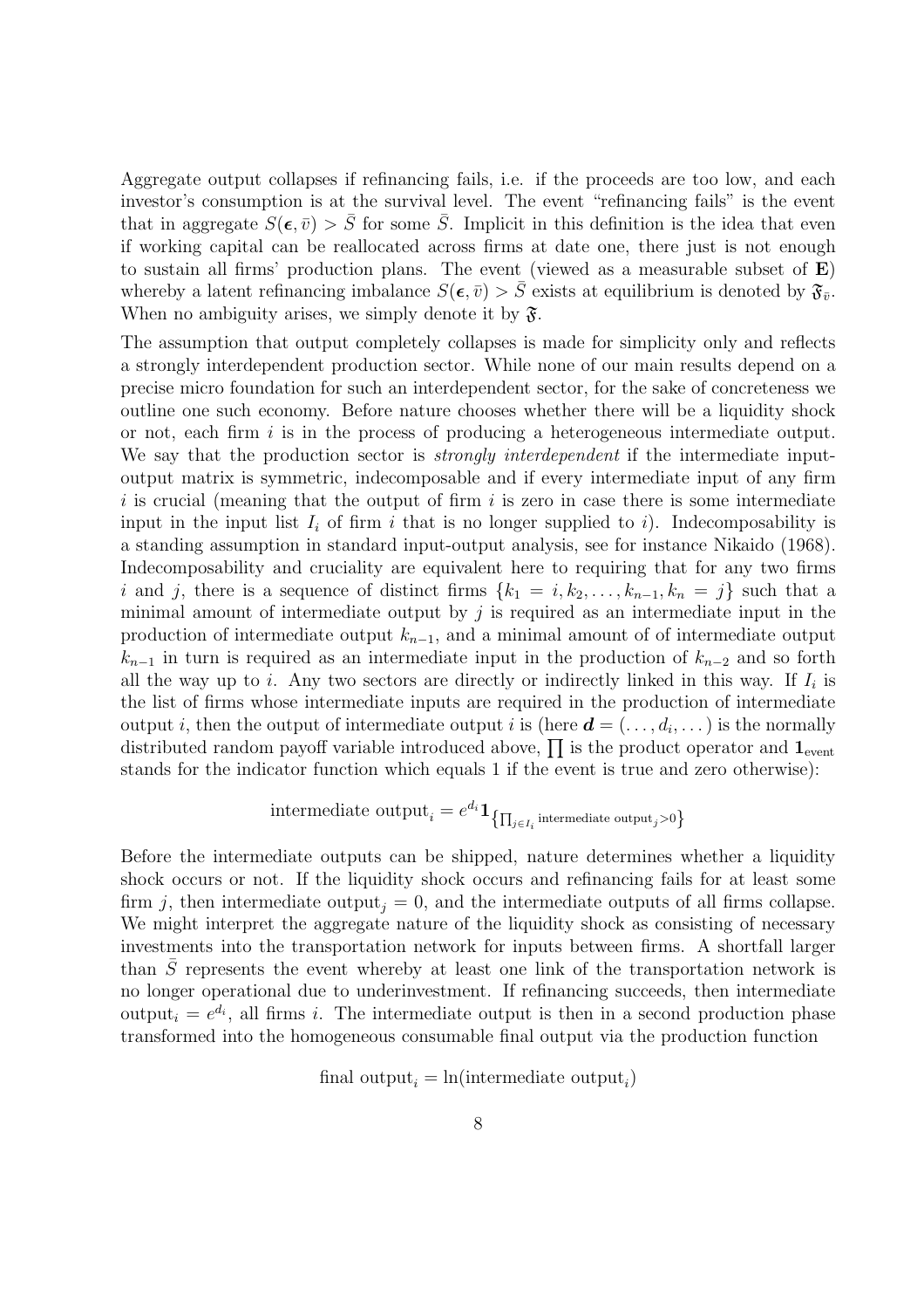Aggregate output collapses if refinancing fails, i.e. if the proceeds are too low, and each investor's consumption is at the survival level. The event "refinancing fails" is the event that in aggregate $S(\boldsymbol{\epsilon}, \bar{v}) > \bar{S}$ for some $\bar{S}$. Implicit in this definition is the idea that even if working capital can be reallocated across firms at date one, there just is not enough to sustain all firms' production plans. The event (viewed as a measurable subset of $\mathbf{E}$) whereby a latent refinancing imbalance $S(\boldsymbol{\epsilon}, \bar{v}) > \bar{S}$ exists at equilibrium is denoted by $\mathfrak{F}_{\bar{v}}$. When no ambiguity arises, we simply denote it by $\mathfrak{F}$.

The assumption that output completely collapses is made for simplicity only and reflects a strongly interdependent production sector. While none of our main results depend on a precise micro foundation for such an interdependent sector, for the sake of concreteness we outline one such economy. Before nature chooses whether there will be a liquidity shock or not, each firm $i$ is in the process of producing a heterogeneous intermediate output. We say that the production sector is *strongly interdependent* if the intermediate input-output matrix is symmetric, indecomposable and if every intermediate input of any firm $i$ is crucial (meaning that the output of firm $i$ is zero in case there is some intermediate input in the input list $I_i$ of firm $i$ that is no longer supplied to $i$). Indecomposability is a standing assumption in standard input-output analysis, see for instance Nikaido (1968). Indecomposability and cruciality are equivalent here to requiring that for any two firms $i$ and $j$, there is a sequence of distinct firms $\{k_1 = i, k_2, \ldots, k_{n-1}, k_n = j\}$ such that a minimal amount of intermediate output by $j$ is required as an intermediate input in the production of intermediate output $k_{n-1}$, and a minimal amount of of intermediate output $k_{n-1}$ in turn is required as an intermediate input in the production of $k_{n-2}$ and so forth all the way up to $i$. Any two sectors are directly or indirectly linked in this way. If $I_i$ is the list of firms whose intermediate inputs are required in the production of intermediate output $i$, then the output of intermediate output $i$ is (here $\boldsymbol{d} = (\ldots, d_i, \ldots)$ is the normally distributed random payoff variable introduced above, $\prod$ is the product operator and $\mathbf{1}_{\text{event}}$ stands for the indicator function which equals 1 if the event is true and zero otherwise):

$$\text{intermediate output}_i = e^{d_i} \mathbf{1}_{\left\{\prod_{j \in I_i} \text{intermediate output}_j > 0\right\}}$$

Before the intermediate outputs can be shipped, nature determines whether a liquidity shock occurs or not. If the liquidity shock occurs and refinancing fails for at least some firm $j$, then intermediate output$_j = 0$, and the intermediate outputs of all firms collapse. We might interpret the aggregate nature of the liquidity shock as consisting of necessary investments into the transportation network for inputs between firms. A shortfall larger than $\bar{S}$ represents the event whereby at least one link of the transportation network is no longer operational due to underinvestment. If refinancing succeeds, then intermediate output$_i = e^{d_i}$, all firms $i$. The intermediate output is then in a second production phase transformed into the homogeneous consumable final output via the production function

$$\text{final output}_i = \ln(\text{intermediate output}_i)$$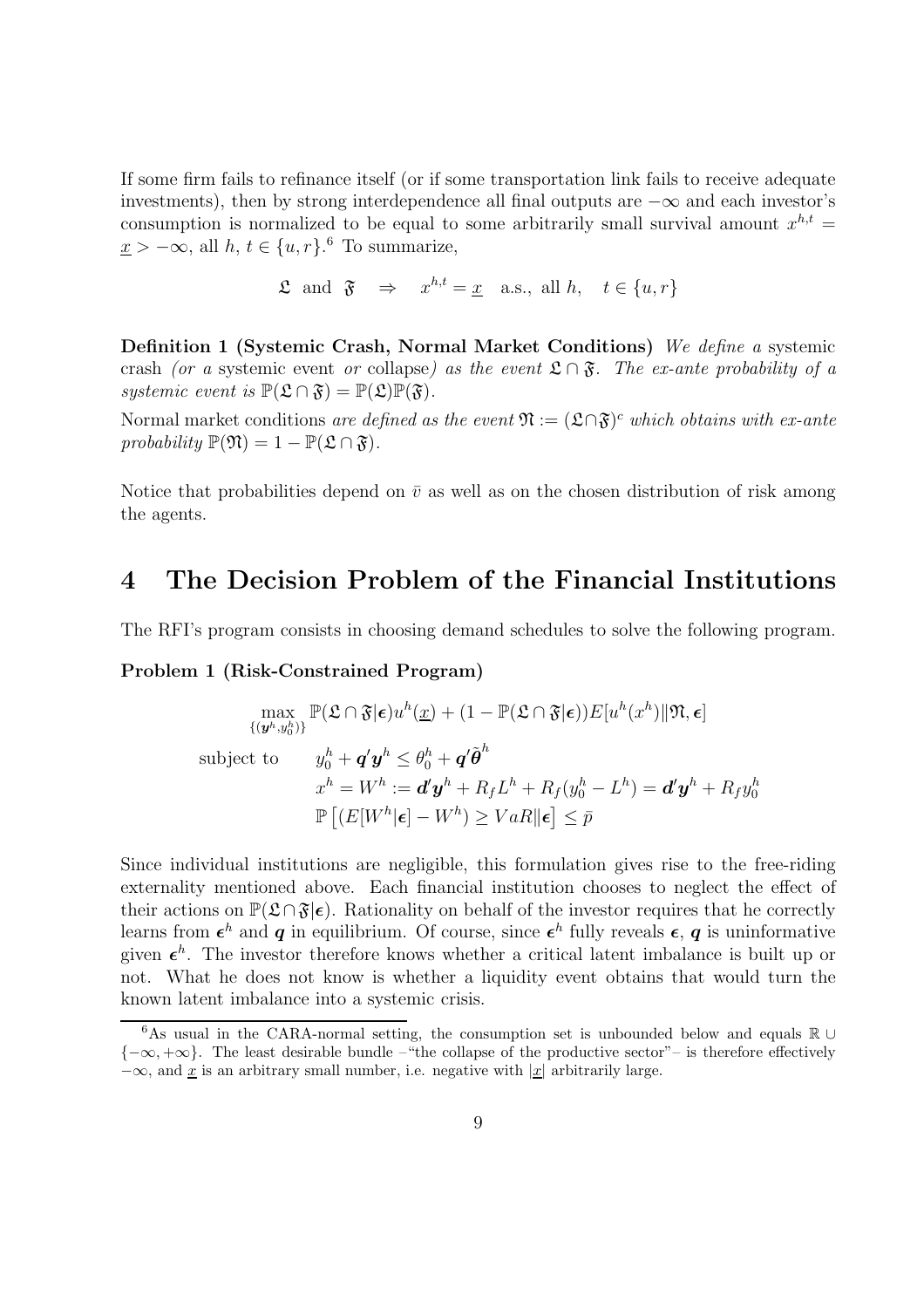If some firm fails to refinance itself (or if some transportation link fails to receive adequate investments), then by strong interdependence all final outputs are $-\infty$ and each investor's consumption is normalized to be equal to some arbitrarily small survival amount $x^{h,t} = \underline{x} > -\infty$, all $h$, $t \in \{u, r\}$.[6] To summarize,

$$\mathfrak{L} \text{ and } \mathfrak{F} \quad \Rightarrow \quad x^{h,t} = \underline{x} \quad \text{a.s., all } h, \quad t \in \{u, r\}$$

**Definition 1 (Systemic Crash, Normal Market Conditions)** *We define a* systemic crash *(or a* systemic event *or* collapse*) as the event $\mathfrak{L} \cap \mathfrak{F}$. The ex-ante probability of a systemic event is $\mathbb{P}(\mathfrak{L} \cap \mathfrak{F}) = \mathbb{P}(\mathfrak{L})\mathbb{P}(\mathfrak{F})$.*

Normal market conditions *are defined as the event $\mathfrak{N} := (\mathfrak{L} \cap \mathfrak{F})^c$ which obtains with ex-ante probability $\mathbb{P}(\mathfrak{N}) = 1 - \mathbb{P}(\mathfrak{L} \cap \mathfrak{F})$.*

Notice that probabilities depend on $\bar{v}$ as well as on the chosen distribution of risk among the agents.

# 4 The Decision Problem of the Financial Institutions

The RFI's program consists in choosing demand schedules to solve the following program.

**Problem 1 (Risk-Constrained Program)**

$$\max_{\{(\boldsymbol{y}^h, y_0^h)\}} \mathbb{P}(\mathfrak{L} \cap \mathfrak{F} | \boldsymbol{\epsilon}) u^h(\underline{x}) + (1 - \mathbb{P}(\mathfrak{L} \cap \mathfrak{F} | \boldsymbol{\epsilon})) E[u^h(x^h) \| \mathfrak{N}, \boldsymbol{\epsilon}]$$

$$\text{subject to} \qquad y_0^h + \boldsymbol{q}'\boldsymbol{y}^h \leq \theta_0^h + \boldsymbol{q}'\bar{\boldsymbol{\theta}}^h$$

$$x^h = W^h := \boldsymbol{d}'\boldsymbol{y}^h + R_f L^h + R_f(y_0^h - L^h) = \boldsymbol{d}'\boldsymbol{y}^h + R_f y_0^h$$

$$\mathbb{P}\left[(E[W^h | \boldsymbol{\epsilon}] - W^h) \geq VaR \| \boldsymbol{\epsilon}\right] \leq \bar{p}$$

Since individual institutions are negligible, this formulation gives rise to the free-riding externality mentioned above. Each financial institution chooses to neglect the effect of their actions on $\mathbb{P}(\mathfrak{L} \cap \mathfrak{F} | \boldsymbol{\epsilon})$. Rationality on behalf of the investor requires that he correctly learns from $\boldsymbol{\epsilon}^h$ and $\boldsymbol{q}$ in equilibrium. Of course, since $\boldsymbol{\epsilon}^h$ fully reveals $\boldsymbol{\epsilon}$, $\boldsymbol{q}$ is uninformative given $\boldsymbol{\epsilon}^h$. The investor therefore knows whether a critical latent imbalance is built up or not. What he does not know is whether a liquidity event obtains that would turn the known latent imbalance into a systemic crisis.

[6] As usual in the CARA-normal setting, the consumption set is unbounded below and equals $\mathbb{R} \cup \{-\infty, +\infty\}$. The least desirable bundle –"the collapse of the productive sector"– is therefore effectively $-\infty$, and $\underline{x}$ is an arbitrary small number, i.e. negative with $|\underline{x}|$ arbitrarily large.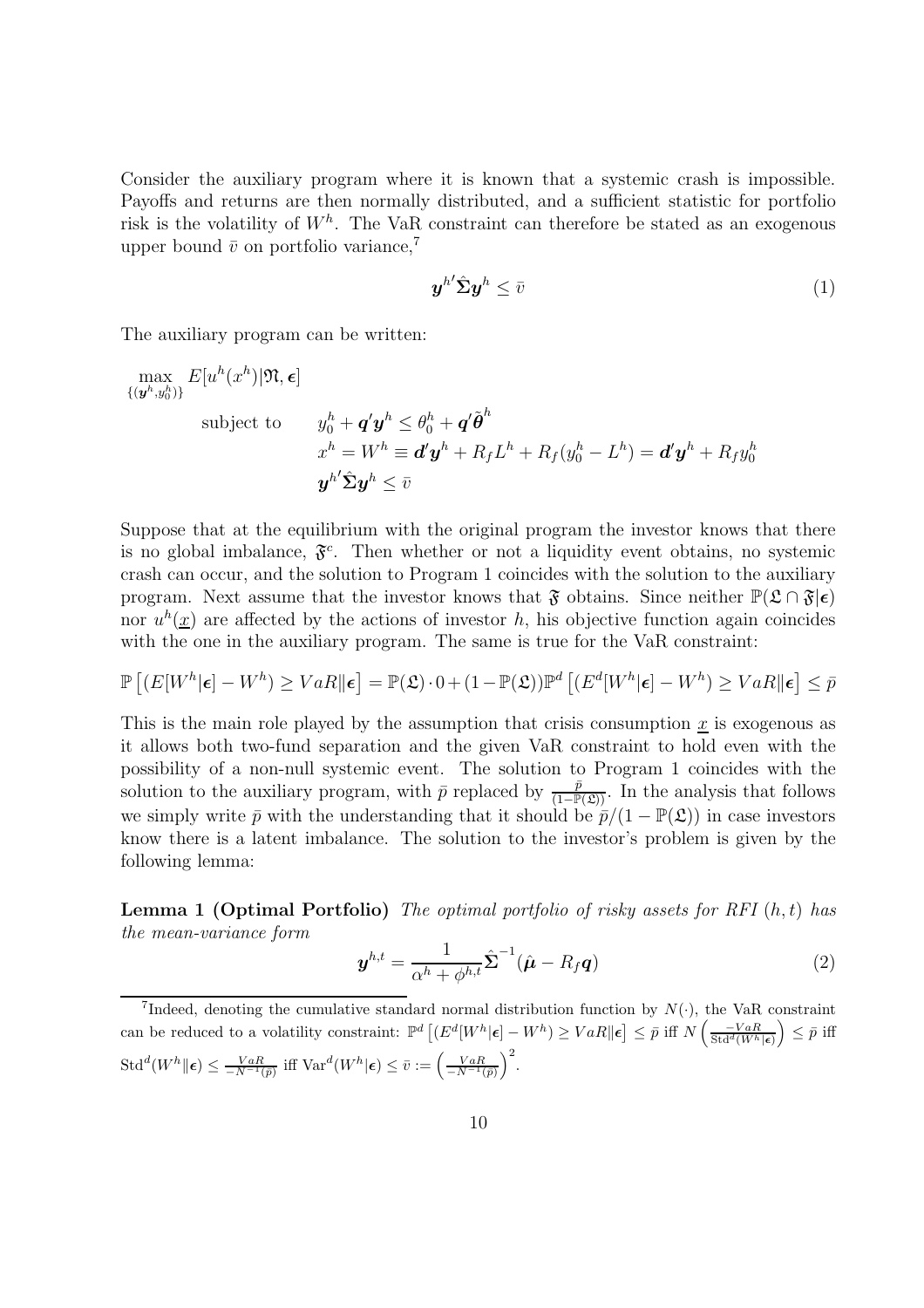Consider the auxiliary program where it is known that a systemic crash is impossible. Payoffs and returns are then normally distributed, and a sufficient statistic for portfolio risk is the volatility of $W^h$. The VaR constraint can therefore be stated as an exogenous upper bound $\bar{v}$ on portfolio variance,[7]

$$\boldsymbol{y}^{h\prime}\hat{\boldsymbol{\Sigma}}\boldsymbol{y}^h \leq \bar{v} \tag{1}$$

The auxiliary program can be written:

$$\max_{\{(\boldsymbol{y}^h, y_0^h)\}} E[u^h(x^h)|\mathfrak{N}, \boldsymbol{\epsilon}]$$

$$\text{subject to} \quad \begin{aligned} & y_0^h + \boldsymbol{q}'\boldsymbol{y}^h \leq \theta_0^h + \boldsymbol{q}'\tilde{\boldsymbol{\theta}}^h \\ & x^h = W^h \equiv \boldsymbol{d}'\boldsymbol{y}^h + R_f L^h + R_f(y_0^h - L^h) = \boldsymbol{d}'\boldsymbol{y}^h + R_f y_0^h \\ & \boldsymbol{y}^{h\prime}\hat{\boldsymbol{\Sigma}}\boldsymbol{y}^h \leq \bar{v} \end{aligned}$$

Suppose that at the equilibrium with the original program the investor knows that there is no global imbalance, $\mathfrak{F}^c$. Then whether or not a liquidity event obtains, no systemic crash can occur, and the solution to Program 1 coincides with the solution to the auxiliary program. Next assume that the investor knows that $\mathfrak{F}$ obtains. Since neither $\mathbb{P}(\mathfrak{L} \cap \mathfrak{F}|\boldsymbol{\epsilon})$ nor $u^h(\underline{x})$ are affected by the actions of investor $h$, his objective function again coincides with the one in the auxiliary program. The same is true for the VaR constraint:

$$\mathbb{P}\left[(E[W^h|\boldsymbol{\epsilon}] - W^h) \geq VaR \| \boldsymbol{\epsilon}\right] = \mathbb{P}(\mathfrak{L}) \cdot 0 + (1 - \mathbb{P}(\mathfrak{L}))\mathbb{P}^d\left[(E^d[W^h|\boldsymbol{\epsilon}] - W^h) \geq VaR \| \boldsymbol{\epsilon}\right] \leq \bar{p}$$

This is the main role played by the assumption that crisis consumption $\underline{x}$ is exogenous as it allows both two-fund separation and the given VaR constraint to hold even with the possibility of a non-null systemic event. The solution to Program 1 coincides with the solution to the auxiliary program, with $\bar{p}$ replaced by $\frac{\bar{p}}{(1-\mathbb{P}(\mathfrak{L}))}$. In the analysis that follows we simply write $\bar{p}$ with the understanding that it should be $\bar{p}/(1 - \mathbb{P}(\mathfrak{L}))$ in case investors know there is a latent imbalance. The solution to the investor's problem is given by the following lemma:

**Lemma 1 (Optimal Portfolio)** *The optimal portfolio of risky assets for RFI* $(h, t)$ *has the mean-variance form*

$$\boldsymbol{y}^{h,t} = \frac{1}{\alpha^h + \phi^{h,t}}\hat{\boldsymbol{\Sigma}}^{-1}(\hat{\boldsymbol{\mu}} - R_f\boldsymbol{q}) \tag{2}$$

---

[7] Indeed, denoting the cumulative standard normal distribution function by $N(\cdot)$, the VaR constraint can be reduced to a volatility constraint: $\mathbb{P}^d\left[(E^d[W^h|\boldsymbol{\epsilon}] - W^h) \geq VaR\|\boldsymbol{\epsilon}\right] \leq \bar{p}$ iff $N\left(\frac{-VaR}{\mathrm{Std}^d(W^h|\boldsymbol{\epsilon})}\right) \leq \bar{p}$ iff $\mathrm{Std}^d(W^h\|\boldsymbol{\epsilon}) \leq \frac{VaR}{-N^{-1}(\bar{p})}$ iff $\mathrm{Var}^d(W^h|\boldsymbol{\epsilon}) \leq \bar{v} := \left(\frac{VaR}{-N^{-1}(\bar{p})}\right)^2$.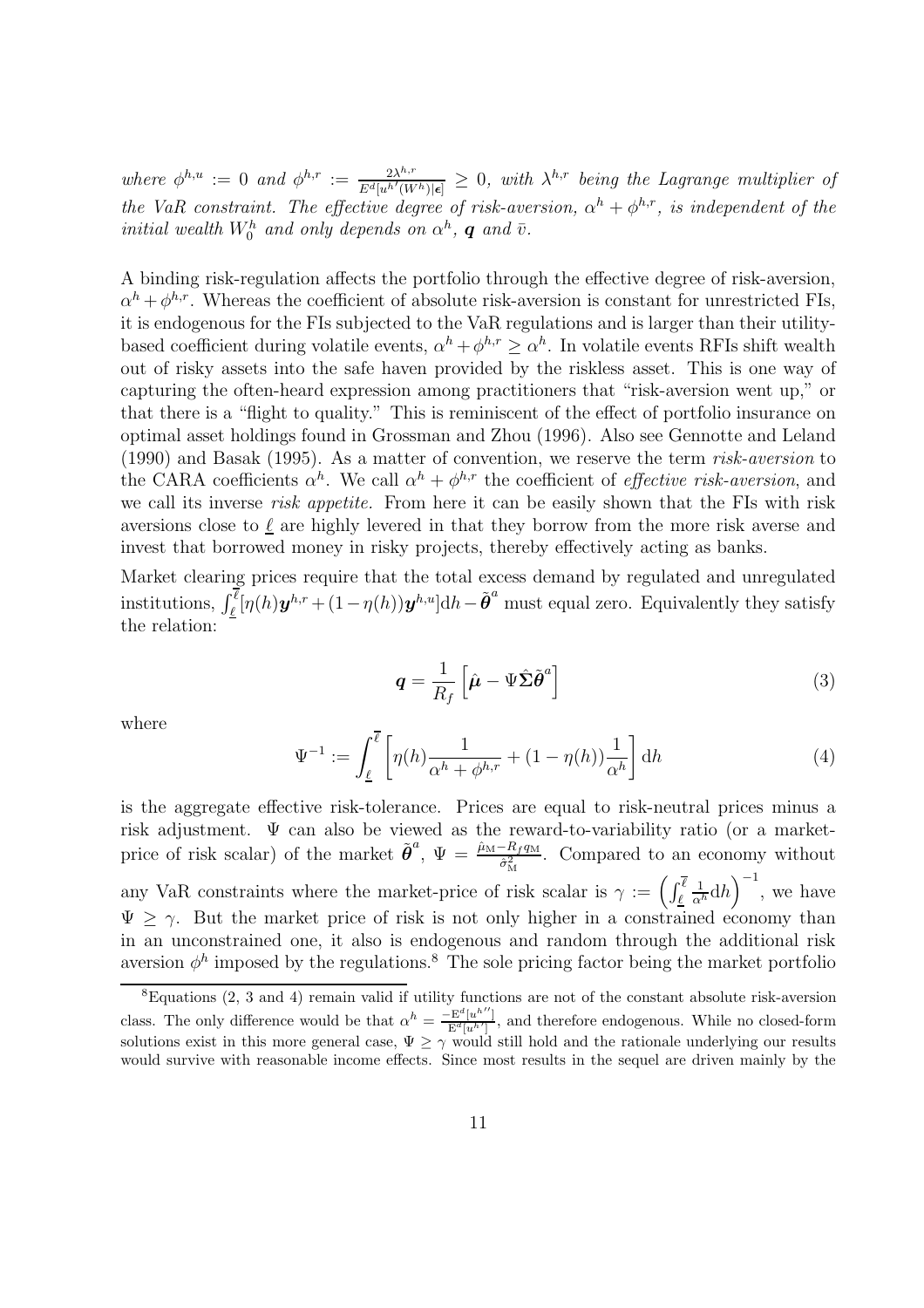*where* $\phi^{h,u} := 0$ *and* $\phi^{h,r} := \frac{2\lambda^{h,r}}{E^d[u^{h\prime}(W^h)|\boldsymbol{\epsilon}]} \geq 0$*, with* $\lambda^{h,r}$ *being the Lagrange multiplier of the VaR constraint. The effective degree of risk-aversion,* $\alpha^h + \phi^{h,r}$*, is independent of the initial wealth* $W_0^h$ *and only depends on* $\alpha^h$*,* $\boldsymbol{q}$ *and* $\bar{v}$*.*

A binding risk-regulation affects the portfolio through the effective degree of risk-aversion, $\alpha^h + \phi^{h,r}$. Whereas the coefficient of absolute risk-aversion is constant for unrestricted FIs, it is endogenous for the FIs subjected to the VaR regulations and is larger than their utility-based coefficient during volatile events, $\alpha^h + \phi^{h,r} \geq \alpha^h$. In volatile events RFIs shift wealth out of risky assets into the safe haven provided by the riskless asset. This is one way of capturing the often-heard expression among practitioners that "risk-aversion went up," or that there is a "flight to quality." This is reminiscent of the effect of portfolio insurance on optimal asset holdings found in Grossman and Zhou (1996). Also see Gennotte and Leland (1990) and Basak (1995). As a matter of convention, we reserve the term *risk-aversion* to the CARA coefficients $\alpha^h$. We call $\alpha^h + \phi^{h,r}$ the coefficient of *effective risk-aversion*, and we call its inverse *risk appetite*. From here it can be easily shown that the FIs with risk aversions close to $\underline{\ell}$ are highly levered in that they borrow from the more risk averse and invest that borrowed money in risky projects, thereby effectively acting as banks.

Market clearing prices require that the total excess demand by regulated and unregulated institutions, $\int_{\underline{\ell}}^{\overline{\ell}}[\eta(h)\boldsymbol{y}^{h,r} + (1-\eta(h))\boldsymbol{y}^{h,u}]\mathrm{d}h - \tilde{\boldsymbol{\theta}}^a$ must equal zero. Equivalently they satisfy the relation:

$$\boldsymbol{q} = \frac{1}{R_f}\left[\hat{\boldsymbol{\mu}} - \Psi\hat{\boldsymbol{\Sigma}}\tilde{\boldsymbol{\theta}}^a\right] \tag{3}$$

where

$$\Psi^{-1} := \int_{\underline{\ell}}^{\overline{\ell}}\left[\eta(h)\frac{1}{\alpha^h + \phi^{h,r}} + (1-\eta(h))\frac{1}{\alpha^h}\right]\mathrm{d}h \tag{4}$$

is the aggregate effective risk-tolerance. Prices are equal to risk-neutral prices minus a risk adjustment. $\Psi$ can also be viewed as the reward-to-variability ratio (or a market-price of risk scalar) of the market $\tilde{\boldsymbol{\theta}}^a$, $\Psi = \frac{\hat{\mu}_{\mathrm{M}} - R_f q_{\mathrm{M}}}{\hat{\sigma}^2_{\mathrm{M}}}$. Compared to an economy without any VaR constraints where the market-price of risk scalar is $\gamma := \left(\int_{\underline{\ell}}^{\overline{\ell}}\frac{1}{\alpha^h}\mathrm{d}h\right)^{-1}$, we have $\Psi \geq \gamma$. But the market price of risk is not only higher in a constrained economy than in an unconstrained one, it also is endogenous and random through the additional risk aversion $\phi^h$ imposed by the regulations.[8] The sole pricing factor being the market portfolio

[8] Equations (2, 3 and 4) remain valid if utility functions are not of the constant absolute risk-aversion class. The only difference would be that $\alpha^h = \frac{-\mathrm{E}^d[u^{h\prime\prime}]}{\mathrm{E}^d[u^{h\prime}]}$, and therefore endogenous. While no closed-form solutions exist in this more general case, $\Psi \geq \gamma$ would still hold and the rationale underlying our results would survive with reasonable income effects. Since most results in the sequel are driven mainly by the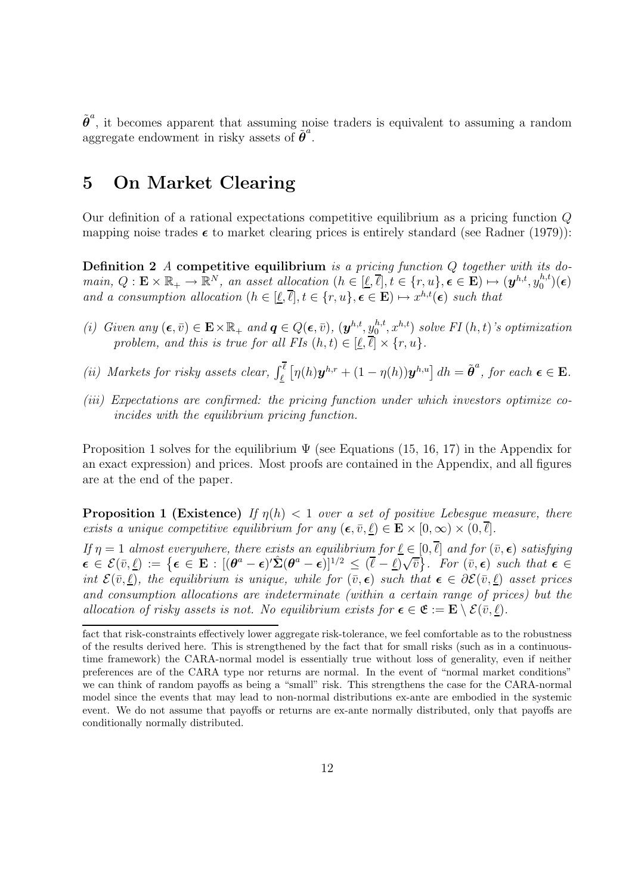$\tilde{\boldsymbol{\theta}}^a$, it becomes apparent that assuming noise traders is equivalent to assuming a random aggregate endowment in risky assets of $\tilde{\boldsymbol{\theta}}^a$.

# 5 On Market Clearing

Our definition of a rational expectations competitive equilibrium as a pricing function $Q$ mapping noise trades $\boldsymbol{\epsilon}$ to market clearing prices is entirely standard (see Radner (1979)):

**Definition 2** *A* **competitive equilibrium** *is a pricing function $Q$ together with its domain, $Q : \mathbf{E} \times \mathbb{R}_+ \to \mathbb{R}^N$, an asset allocation $(h \in [\underline{\ell}, \overline{\ell}], t \in \{r, u\}, \boldsymbol{\epsilon} \in \mathbf{E}) \mapsto (\boldsymbol{y}^{h,t}, y_0^{h,t})(\boldsymbol{\epsilon})$ and a consumption allocation $(h \in [\underline{\ell}, \overline{\ell}], t \in \{r, u\}, \boldsymbol{\epsilon} \in \mathbf{E}) \mapsto x^{h,t}(\boldsymbol{\epsilon})$ such that*

*(i) Given any $(\boldsymbol{\epsilon}, \bar{v}) \in \mathbf{E} \times \mathbb{R}_+$ and $\boldsymbol{q} \in Q(\boldsymbol{\epsilon}, \bar{v})$, $(\boldsymbol{y}^{h,t}, y_0^{h,t}, x^{h,t})$ solve FI $(h, t)$'s optimization problem, and this is true for all FIs $(h, t) \in [\underline{\ell}, \overline{\ell}] \times \{r, u\}$.*

*(ii) Markets for risky assets clear, $\int_{\underline{\ell}}^{\overline{\ell}} \left[\eta(h)\boldsymbol{y}^{h,r} + (1 - \eta(h))\boldsymbol{y}^{h,u}\right] dh = \tilde{\boldsymbol{\theta}}^a$, for each $\boldsymbol{\epsilon} \in \mathbf{E}$.*

*(iii) Expectations are confirmed: the pricing function under which investors optimize coincides with the equilibrium pricing function.*

Proposition 1 solves for the equilibrium $\Psi$ (see Equations (15, 16, 17) in the Appendix for an exact expression) and prices. Most proofs are contained in the Appendix, and all figures are at the end of the paper.

**Proposition 1 (Existence)** *If $\eta(h) < 1$ over a set of positive Lebesgue measure, there exists a unique competitive equilibrium for any $(\boldsymbol{\epsilon}, \bar{v}, \underline{\ell}) \in \mathbf{E} \times [0, \infty) \times (0, \overline{\ell}]$.*

*If $\eta = 1$ almost everywhere, there exists an equilibrium for $\underline{\ell} \in [0, \overline{\ell}]$ and for $(\bar{v}, \boldsymbol{\epsilon})$ satisfying $\boldsymbol{\epsilon} \in \mathcal{E}(\bar{v}, \underline{\ell}) := \left\{\boldsymbol{\epsilon} \in \mathbf{E} : [(\boldsymbol{\theta}^a - \boldsymbol{\epsilon})'\hat{\boldsymbol{\Sigma}}(\boldsymbol{\theta}^a - \boldsymbol{\epsilon})]^{1/2} \leq (\overline{\ell} - \underline{\ell})\sqrt{\bar{v}}\right\}$. For $(\bar{v}, \boldsymbol{\epsilon})$ such that $\boldsymbol{\epsilon} \in$ int $\mathcal{E}(\bar{v}, \underline{\ell})$, the equilibrium is unique, while for $(\bar{v}, \boldsymbol{\epsilon})$ such that $\boldsymbol{\epsilon} \in \partial\mathcal{E}(\bar{v}, \underline{\ell})$ asset prices and consumption allocations are indeterminate (within a certain range of prices) but the allocation of risky assets is not. No equilibrium exists for $\boldsymbol{\epsilon} \in \mathfrak{E} := \mathbf{E} \setminus \mathcal{E}(\bar{v}, \underline{\ell})$.*

---

fact that risk-constraints effectively lower aggregate risk-tolerance, we feel comfortable as to the robustness of the results derived here. This is strengthened by the fact that for small risks (such as in a continuous-time framework) the CARA-normal model is essentially true without loss of generality, even if neither preferences are of the CARA type nor returns are normal. In the event of "normal market conditions" we can think of random payoffs as being a "small" risk. This strengthens the case for the CARA-normal model since the events that may lead to non-normal distributions ex-ante are embodied in the systemic event. We do not assume that payoffs or returns are ex-ante normally distributed, only that payoffs are conditionally normally distributed.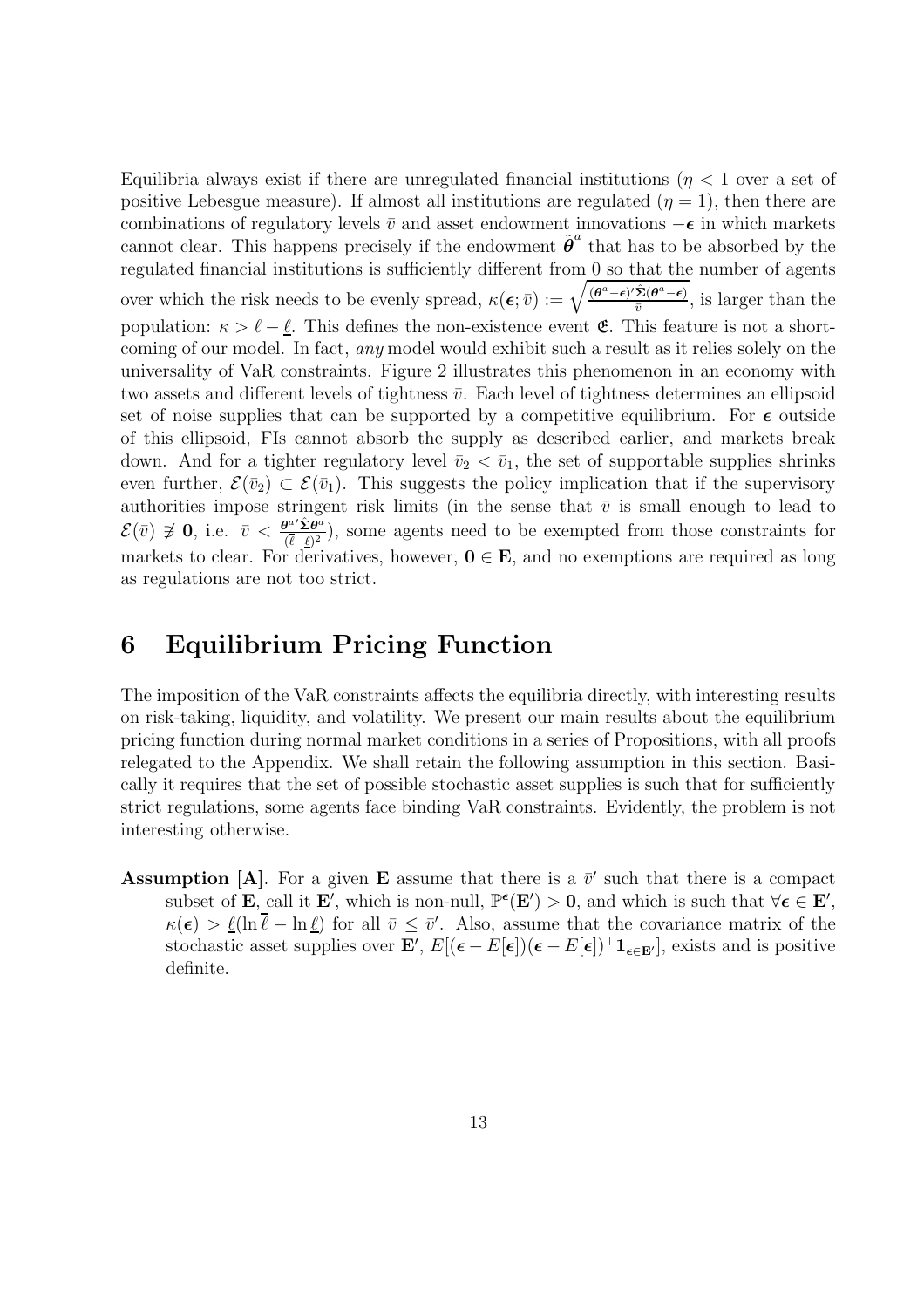Equilibria always exist if there are unregulated financial institutions ($\eta < 1$ over a set of positive Lebesgue measure). If almost all institutions are regulated ($\eta = 1$), then there are combinations of regulatory levels $\bar{v}$ and asset endowment innovations $-\boldsymbol{\epsilon}$ in which markets cannot clear. This happens precisely if the endowment $\tilde{\boldsymbol{\theta}}^a$ that has to be absorbed by the regulated financial institutions is sufficiently different from 0 so that the number of agents over which the risk needs to be evenly spread, $\kappa(\boldsymbol{\epsilon}; \bar{v}) := \sqrt{\frac{(\boldsymbol{\theta}^a - \boldsymbol{\epsilon})' \hat{\boldsymbol{\Sigma}} (\boldsymbol{\theta}^a - \boldsymbol{\epsilon})}{\bar{v}}}$, is larger than the population: $\kappa > \bar{\ell} - \underline{\ell}$. This defines the non-existence event $\mathfrak{E}$. This feature is not a shortcoming of our model. In fact, *any* model would exhibit such a result as it relies solely on the universality of VaR constraints. Figure 2 illustrates this phenomenon in an economy with two assets and different levels of tightness $\bar{v}$. Each level of tightness determines an ellipsoid set of noise supplies that can be supported by a competitive equilibrium. For $\boldsymbol{\epsilon}$ outside of this ellipsoid, FIs cannot absorb the supply as described earlier, and markets break down. And for a tighter regulatory level $\bar{v}_2 < \bar{v}_1$, the set of supportable supplies shrinks even further, $\mathcal{E}(\bar{v}_2) \subset \mathcal{E}(\bar{v}_1)$. This suggests the policy implication that if the supervisory authorities impose stringent risk limits (in the sense that $\bar{v}$ is small enough to lead to $\mathcal{E}(\bar{v}) \not\ni \mathbf{0}$, i.e. $\bar{v} < \frac{\boldsymbol{\theta}^{a\prime} \hat{\boldsymbol{\Sigma}} \boldsymbol{\theta}^a}{(\bar{\ell} - \underline{\ell})^2}$), some agents need to be exempted from those constraints for markets to clear. For derivatives, however, $\mathbf{0} \in \mathbf{E}$, and no exemptions are required as long as regulations are not too strict.

# 6 Equilibrium Pricing Function

The imposition of the VaR constraints affects the equilibria directly, with interesting results on risk-taking, liquidity, and volatility. We present our main results about the equilibrium pricing function during normal market conditions in a series of Propositions, with all proofs relegated to the Appendix. We shall retain the following assumption in this section. Basically it requires that the set of possible stochastic asset supplies is such that for sufficiently strict regulations, some agents face binding VaR constraints. Evidently, the problem is not interesting otherwise.

**Assumption [A]**. For a given $\mathbf{E}$ assume that there is a $\bar{v}'$ such that there is a compact subset of $\mathbf{E}$, call it $\mathbf{E}'$, which is non-null, $\mathbb{P}^{\boldsymbol{\epsilon}}(\mathbf{E}') > \mathbf{0}$, and which is such that $\forall \boldsymbol{\epsilon} \in \mathbf{E}'$, $\kappa(\boldsymbol{\epsilon}) > \underline{\ell}(\ln \bar{\ell} - \ln \underline{\ell})$ for all $\bar{v} \leq \bar{v}'$. Also, assume that the covariance matrix of the stochastic asset supplies over $\mathbf{E}'$, $E[(\boldsymbol{\epsilon} - E[\boldsymbol{\epsilon}])(\boldsymbol{\epsilon} - E[\boldsymbol{\epsilon}])^\top \mathbf{1}_{\boldsymbol{\epsilon} \in \mathbf{E}'}]$, exists and is positive definite.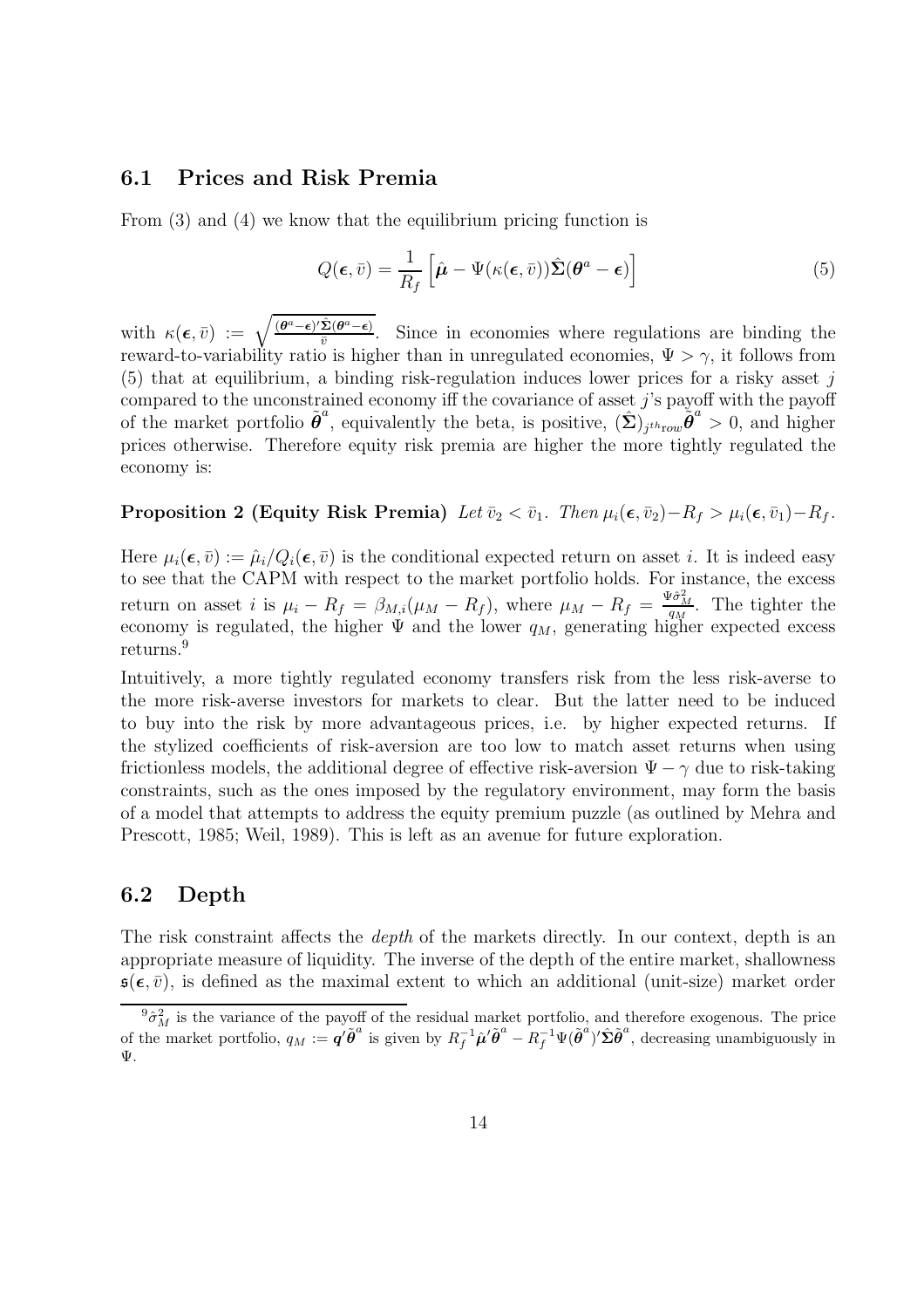### 6.1 Prices and Risk Premia

From (3) and (4) we know that the equilibrium pricing function is

$$Q(\boldsymbol{\epsilon}, \bar{v}) = \frac{1}{R_f}\left[\hat{\boldsymbol{\mu}} - \Psi(\kappa(\boldsymbol{\epsilon}, \bar{v}))\hat{\boldsymbol{\Sigma}}(\boldsymbol{\theta}^a - \boldsymbol{\epsilon})\right] \tag{5}$$

with $\kappa(\boldsymbol{\epsilon}, \bar{v}) := \sqrt{\frac{(\boldsymbol{\theta}^a-\boldsymbol{\epsilon})'\hat{\boldsymbol{\Sigma}}(\boldsymbol{\theta}^a-\boldsymbol{\epsilon})}{\bar{v}}}$. Since in economies where regulations are binding the reward-to-variability ratio is higher than in unregulated economies, $\Psi > \gamma$, it follows from (5) that at equilibrium, a binding risk-regulation induces lower prices for a risky asset $j$ compared to the unconstrained economy iff the covariance of asset $j$'s payoff with the payoff of the market portfolio $\tilde{\boldsymbol{\theta}}^a$, equivalently the beta, is positive, $(\hat{\boldsymbol{\Sigma}})_{j^{th}\text{row}}\tilde{\boldsymbol{\theta}}^a > 0$, and higher prices otherwise. Therefore equity risk premia are higher the more tightly regulated the economy is:

**Proposition 2 (Equity Risk Premia)** *Let $\bar{v}_2 < \bar{v}_1$. Then $\mu_i(\boldsymbol{\epsilon}, \bar{v}_2) - R_f > \mu_i(\boldsymbol{\epsilon}, \bar{v}_1) - R_f$.*

Here $\mu_i(\boldsymbol{\epsilon}, \bar{v}) := \hat{\mu}_i / Q_i(\boldsymbol{\epsilon}, \bar{v})$ is the conditional expected return on asset $i$. It is indeed easy to see that the CAPM with respect to the market portfolio holds. For instance, the excess return on asset $i$ is $\mu_i - R_f = \beta_{M,i}(\mu_M - R_f)$, where $\mu_M - R_f = \frac{\Psi\hat{\sigma}_M^2}{q_M}$. The tighter the economy is regulated, the higher $\Psi$ and the lower $q_M$, generating higher expected excess returns.[9]

Intuitively, a more tightly regulated economy transfers risk from the less risk-averse to the more risk-averse investors for markets to clear. But the latter need to be induced to buy into the risk by more advantageous prices, i.e. by higher expected returns. If the stylized coefficients of risk-aversion are too low to match asset returns when using frictionless models, the additional degree of effective risk-aversion $\Psi - \gamma$ due to risk-taking constraints, such as the ones imposed by the regulatory environment, may form the basis of a model that attempts to address the equity premium puzzle (as outlined by Mehra and Prescott, 1985; Weil, 1989). This is left as an avenue for future exploration.

### 6.2 Depth

The risk constraint affects the *depth* of the markets directly. In our context, depth is an appropriate measure of liquidity. The inverse of the depth of the entire market, shallowness $\mathfrak{s}(\boldsymbol{\epsilon}, \bar{v})$, is defined as the maximal extent to which an additional (unit-size) market order

[9] $\hat{\sigma}_M^2$ is the variance of the payoff of the residual market portfolio, and therefore exogenous. The price of the market portfolio, $q_M := \boldsymbol{q}'\tilde{\boldsymbol{\theta}}^a$ is given by $R_f^{-1}\hat{\boldsymbol{\mu}}'\tilde{\boldsymbol{\theta}}^a - R_f^{-1}\Psi(\tilde{\boldsymbol{\theta}}^a)'\hat{\boldsymbol{\Sigma}}\tilde{\boldsymbol{\theta}}^a$, decreasing unambiguously in $\Psi$.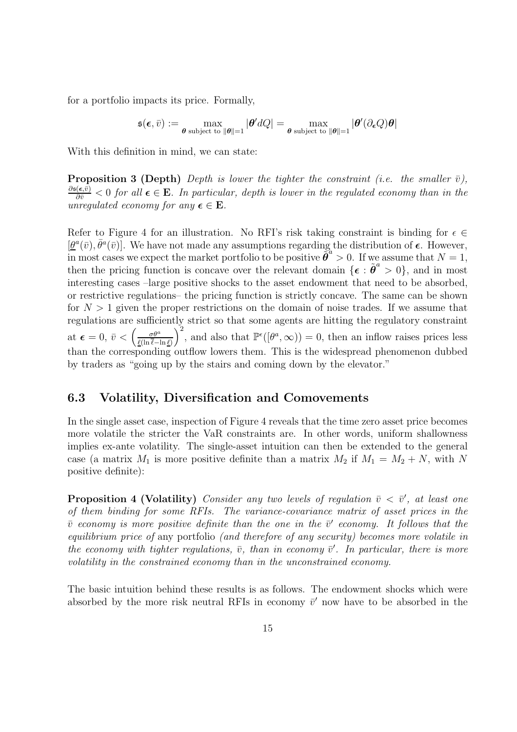for a portfolio impacts its price. Formally,

$$\mathfrak{s}(\boldsymbol{\epsilon}, \bar{v}) := \max_{\boldsymbol{\theta} \text{ subject to } \|\boldsymbol{\theta}\|=1} |\boldsymbol{\theta}' dQ| = \max_{\boldsymbol{\theta} \text{ subject to } \|\boldsymbol{\theta}\|=1} |\boldsymbol{\theta}'(\partial_{\boldsymbol{\epsilon}} Q)\boldsymbol{\theta}|$$

With this definition in mind, we can state:

**Proposition 3 (Depth)** *Depth is lower the tighter the constraint (i.e. the smaller $\bar{v}$), $\frac{\partial \mathfrak{s}(\boldsymbol{\epsilon}, \bar{v})}{\partial \bar{v}} < 0$ for all $\boldsymbol{\epsilon} \in \mathbf{E}$. In particular, depth is lower in the regulated economy than in the unregulated economy for any $\boldsymbol{\epsilon} \in \mathbf{E}$.*

Refer to Figure 4 for an illustration. No RFI's risk taking constraint is binding for $\epsilon \in [\underline{\theta}^a(\bar{v}), \bar{\theta}^a(\bar{v})]$. We have not made any assumptions regarding the distribution of $\boldsymbol{\epsilon}$. However, in most cases we expect the market portfolio to be positive $\tilde{\boldsymbol{\theta}}^a > 0$. If we assume that $N = 1$, then the pricing function is concave over the relevant domain $\{\boldsymbol{\epsilon} : \tilde{\boldsymbol{\theta}}^a > 0\}$, and in most interesting cases –large positive shocks to the asset endowment that need to be absorbed, or restrictive regulations– the pricing function is strictly concave. The same can be shown for $N > 1$ given the proper restrictions on the domain of noise trades. If we assume that regulations are sufficiently strict so that some agents are hitting the regulatory constraint at $\boldsymbol{\epsilon} = 0$, $\bar{v} < \left(\frac{\sigma \theta^a}{\underline{\ell}(\ln \bar{\ell} - \ln \underline{\ell})}\right)^2$, and also that $\mathbb{P}^{\epsilon}([\theta^a, \infty)) = 0$, then an inflow raises prices less than the corresponding outflow lowers them. This is the widespread phenomenon dubbed by traders as "going up by the stairs and coming down by the elevator."

## 6.3 Volatility, Diversification and Comovements

In the single asset case, inspection of Figure 4 reveals that the time zero asset price becomes more volatile the stricter the VaR constraints are. In other words, uniform shallowness implies ex-ante volatility. The single-asset intuition can then be extended to the general case (a matrix $M_1$ is more positive definite than a matrix $M_2$ if $M_1 = M_2 + N$, with $N$ positive definite):

**Proposition 4 (Volatility)** *Consider any two levels of regulation $\bar{v} < \bar{v}'$, at least one of them binding for some RFIs. The variance-covariance matrix of asset prices in the $\bar{v}$ economy is more positive definite than the one in the $\bar{v}'$ economy. It follows that the equilibrium price of* any portfolio *(and therefore of any security) becomes more volatile in the economy with tighter regulations, $\bar{v}$, than in economy $\bar{v}'$. In particular, there is more volatility in the constrained economy than in the unconstrained economy.*

The basic intuition behind these results is as follows. The endowment shocks which were absorbed by the more risk neutral RFIs in economy $\bar{v}'$ now have to be absorbed in the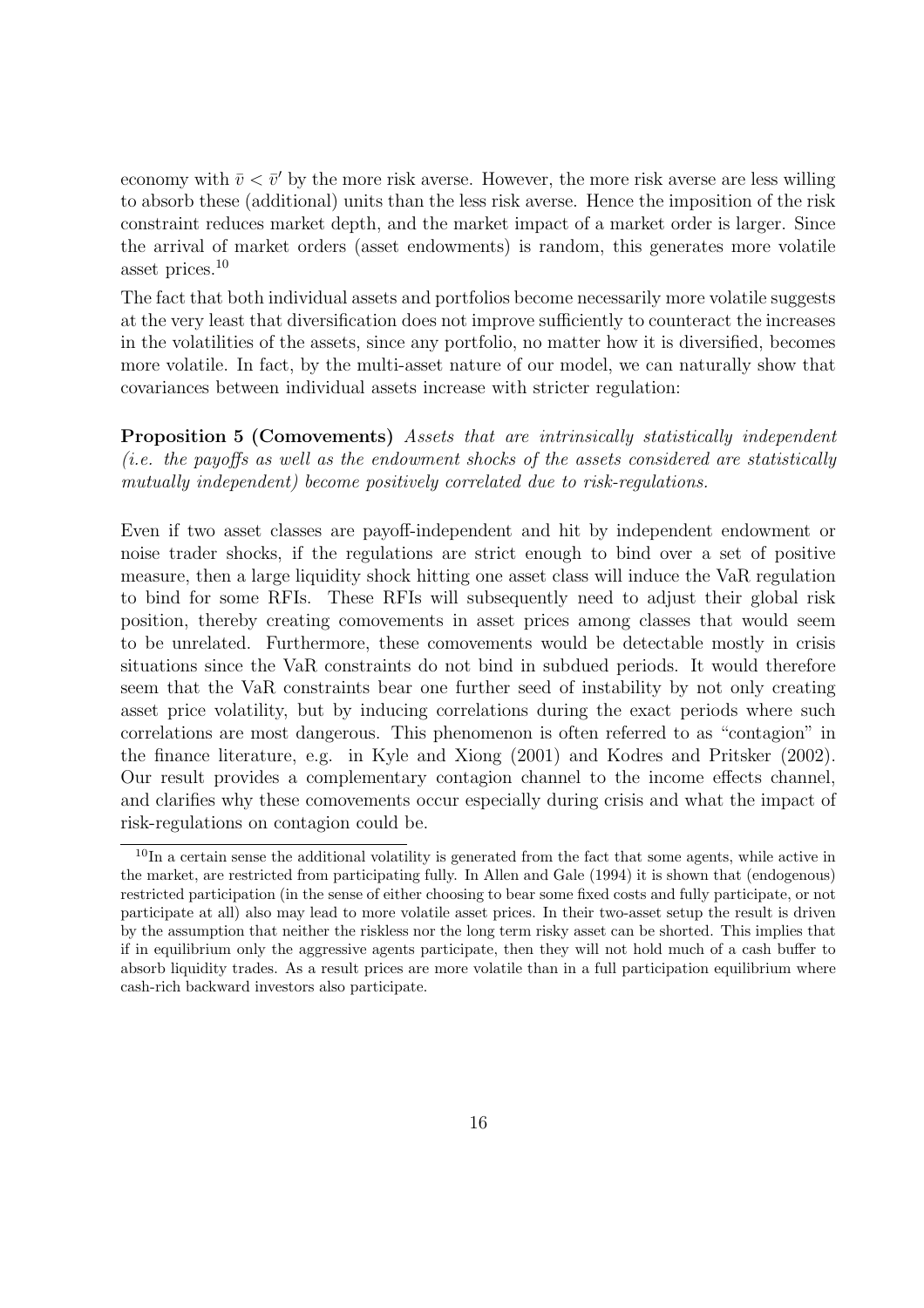economy with $\bar{v} < \bar{v}'$ by the more risk averse. However, the more risk averse are less willing to absorb these (additional) units than the less risk averse. Hence the imposition of the risk constraint reduces market depth, and the market impact of a market order is larger. Since the arrival of market orders (asset endowments) is random, this generates more volatile asset prices.[10]

The fact that both individual assets and portfolios become necessarily more volatile suggests at the very least that diversification does not improve sufficiently to counteract the increases in the volatilities of the assets, since any portfolio, no matter how it is diversified, becomes more volatile. In fact, by the multi-asset nature of our model, we can naturally show that covariances between individual assets increase with stricter regulation:

**Proposition 5 (Comovements)** *Assets that are intrinsically statistically independent (i.e. the payoffs as well as the endowment shocks of the assets considered are statistically mutually independent) become positively correlated due to risk-regulations.*

Even if two asset classes are payoff-independent and hit by independent endowment or noise trader shocks, if the regulations are strict enough to bind over a set of positive measure, then a large liquidity shock hitting one asset class will induce the VaR regulation to bind for some RFIs. These RFIs will subsequently need to adjust their global risk position, thereby creating comovements in asset prices among classes that would seem to be unrelated. Furthermore, these comovements would be detectable mostly in crisis situations since the VaR constraints do not bind in subdued periods. It would therefore seem that the VaR constraints bear one further seed of instability by not only creating asset price volatility, but by inducing correlations during the exact periods where such correlations are most dangerous. This phenomenon is often referred to as "contagion" in the finance literature, e.g. in Kyle and Xiong (2001) and Kodres and Pritsker (2002). Our result provides a complementary contagion channel to the income effects channel, and clarifies why these comovements occur especially during crisis and what the impact of risk-regulations on contagion could be.

[10] In a certain sense the additional volatility is generated from the fact that some agents, while active in the market, are restricted from participating fully. In Allen and Gale (1994) it is shown that (endogenous) restricted participation (in the sense of either choosing to bear some fixed costs and fully participate, or not participate at all) also may lead to more volatile asset prices. In their two-asset setup the result is driven by the assumption that neither the riskless nor the long term risky asset can be shorted. This implies that if in equilibrium only the aggressive agents participate, then they will not hold much of a cash buffer to absorb liquidity trades. As a result prices are more volatile than in a full participation equilibrium where cash-rich backward investors also participate.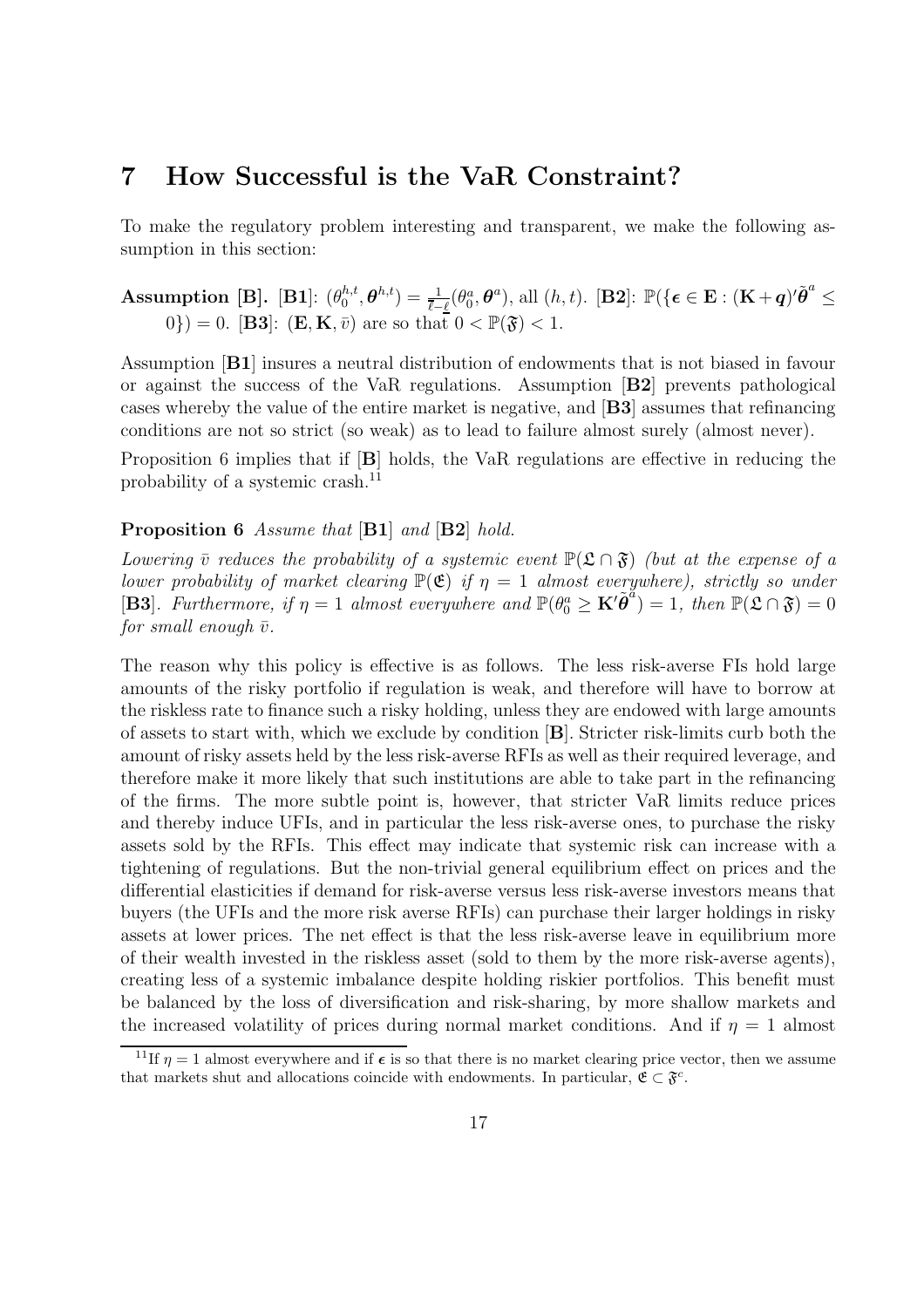# 7 How Successful is the VaR Constraint?

To make the regulatory problem interesting and transparent, we make the following assumption in this section:

**Assumption [B].** [**B1**]: $(\theta_0^{h,t}, \boldsymbol{\theta}^{h,t}) = \frac{1}{\bar{\ell}-\underline{\ell}}(\theta_0^a, \boldsymbol{\theta}^a)$, all $(h,t)$. [**B2**]: $\mathbb{P}(\{\boldsymbol{\epsilon} \in \mathbf{E} : (\mathbf{K}+\boldsymbol{q})'\tilde{\boldsymbol{\theta}}^a \leq 0\}) = 0$. [**B3**]: $(\mathbf{E}, \mathbf{K}, \bar{v})$ are so that $0 < \mathbb{P}(\mathfrak{F}) < 1$.

Assumption [**B1**] insures a neutral distribution of endowments that is not biased in favour or against the success of the VaR regulations. Assumption [**B2**] prevents pathological cases whereby the value of the entire market is negative, and [**B3**] assumes that refinancing conditions are not so strict (so weak) as to lead to failure almost surely (almost never).

Proposition 6 implies that if [**B**] holds, the VaR regulations are effective in reducing the probability of a systemic crash.[11]

**Proposition 6** *Assume that* [**B1**] *and* [**B2**] *hold.*

*Lowering $\bar{v}$ reduces the probability of a systemic event $\mathbb{P}(\mathfrak{L} \cap \mathfrak{F})$ (but at the expense of a lower probability of market clearing $\mathbb{P}(\mathfrak{E})$ if $\eta = 1$ almost everywhere), strictly so under* [**B3**]*. Furthermore, if $\eta = 1$ almost everywhere and $\mathbb{P}(\theta_0^a \geq \mathbf{K}'\tilde{\boldsymbol{\theta}}^a) = 1$, then $\mathbb{P}(\mathfrak{L} \cap \mathfrak{F}) = 0$ for small enough $\bar{v}$.*

The reason why this policy is effective is as follows. The less risk-averse FIs hold large amounts of the risky portfolio if regulation is weak, and therefore will have to borrow at the riskless rate to finance such a risky holding, unless they are endowed with large amounts of assets to start with, which we exclude by condition [**B**]. Stricter risk-limits curb both the amount of risky assets held by the less risk-averse RFIs as well as their required leverage, and therefore make it more likely that such institutions are able to take part in the refinancing of the firms. The more subtle point is, however, that stricter VaR limits reduce prices and thereby induce UFIs, and in particular the less risk-averse ones, to purchase the risky assets sold by the RFIs. This effect may indicate that systemic risk can increase with a tightening of regulations. But the non-trivial general equilibrium effect on prices and the differential elasticities if demand for risk-averse versus less risk-averse investors means that buyers (the UFIs and the more risk averse RFIs) can purchase their larger holdings in risky assets at lower prices. The net effect is that the less risk-averse leave in equilibrium more of their wealth invested in the riskless asset (sold to them by the more risk-averse agents), creating less of a systemic imbalance despite holding riskier portfolios. This benefit must be balanced by the loss of diversification and risk-sharing, by more shallow markets and the increased volatility of prices during normal market conditions. And if $\eta = 1$ almost

[11] If $\eta = 1$ almost everywhere and if $\boldsymbol{\epsilon}$ is so that there is no market clearing price vector, then we assume that markets shut and allocations coincide with endowments. In particular, $\mathfrak{E} \subset \mathfrak{F}^c$.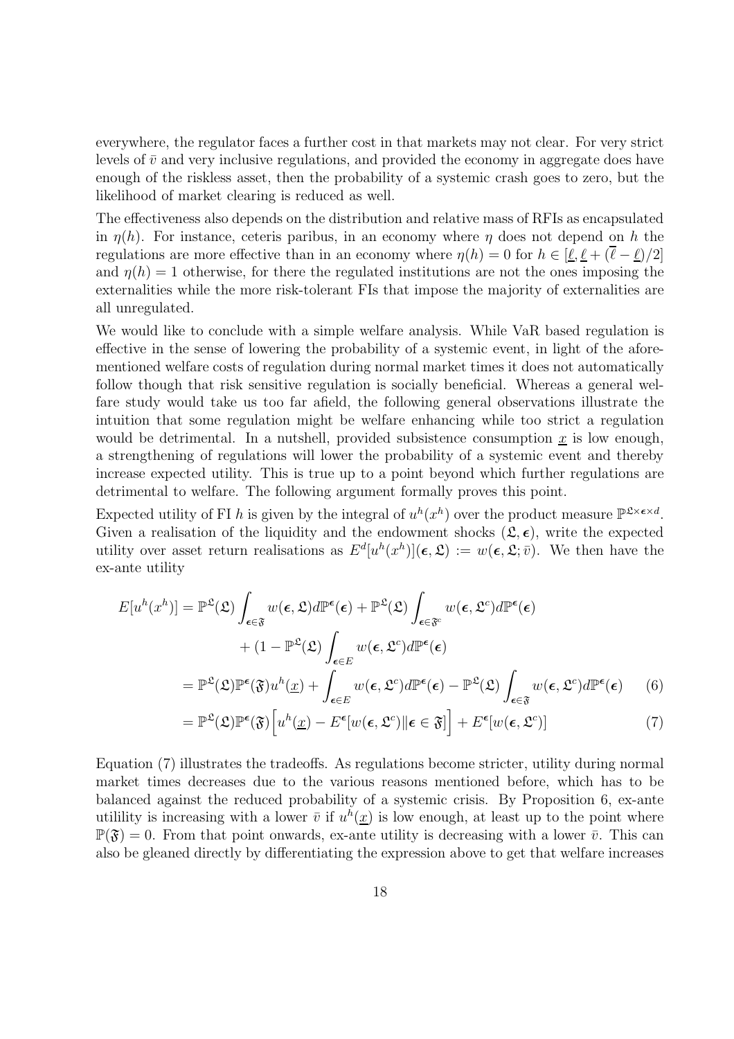everywhere, the regulator faces a further cost in that markets may not clear. For very strict levels of $\bar{v}$ and very inclusive regulations, and provided the economy in aggregate does have enough of the riskless asset, then the probability of a systemic crash goes to zero, but the likelihood of market clearing is reduced as well.

The effectiveness also depends on the distribution and relative mass of RFIs as encapsulated in $\eta(h)$. For instance, ceteris paribus, in an economy where $\eta$ does not depend on $h$ the regulations are more effective than in an economy where $\eta(h) = 0$ for $h \in [\underline{\ell}, \underline{\ell} + (\overline{\ell} - \underline{\ell})/2]$ and $\eta(h) = 1$ otherwise, for there the regulated institutions are not the ones imposing the externalities while the more risk-tolerant FIs that impose the majority of externalities are all unregulated.

We would like to conclude with a simple welfare analysis. While VaR based regulation is effective in the sense of lowering the probability of a systemic event, in light of the aforementioned welfare costs of regulation during normal market times it does not automatically follow though that risk sensitive regulation is socially beneficial. Whereas a general welfare study would take us too far afield, the following general observations illustrate the intuition that some regulation might be welfare enhancing while too strict a regulation would be detrimental. In a nutshell, provided subsistence consumption $\underline{x}$ is low enough, a strengthening of regulations will lower the probability of a systemic event and thereby increase expected utility. This is true up to a point beyond which further regulations are detrimental to welfare. The following argument formally proves this point.

Expected utility of FI $h$ is given by the integral of $u^h(x^h)$ over the product measure $\mathbb{P}^{\mathfrak{L} \times \boldsymbol{\epsilon} \times d}$. Given a realisation of the liquidity and the endowment shocks $(\mathfrak{L}, \boldsymbol{\epsilon})$, write the expected utility over asset return realisations as $E^d[u^h(x^h)](\boldsymbol{\epsilon}, \mathfrak{L}) := w(\boldsymbol{\epsilon}, \mathfrak{L}; \bar{v})$. We then have the ex-ante utility

$$
\begin{aligned}
E[u^h(x^h)] &= \mathbb{P}^{\mathfrak{L}}(\mathfrak{L}) \int_{\boldsymbol{\epsilon} \in \mathfrak{F}} w(\boldsymbol{\epsilon}, \mathfrak{L}) d\mathbb{P}^{\boldsymbol{\epsilon}}(\boldsymbol{\epsilon}) + \mathbb{P}^{\mathfrak{L}}(\mathfrak{L}) \int_{\boldsymbol{\epsilon} \in \mathfrak{F}^c} w(\boldsymbol{\epsilon}, \mathfrak{L}^c) d\mathbb{P}^{\boldsymbol{\epsilon}}(\boldsymbol{\epsilon}) \\
&\quad + (1 - \mathbb{P}^{\mathfrak{L}}(\mathfrak{L}) \int_{\boldsymbol{\epsilon} \in E} w(\boldsymbol{\epsilon}, \mathfrak{L}^c) d\mathbb{P}^{\boldsymbol{\epsilon}}(\boldsymbol{\epsilon}) \\
&= \mathbb{P}^{\mathfrak{L}}(\mathfrak{L}) \mathbb{P}^{\boldsymbol{\epsilon}}(\mathfrak{F}) u^h(\underline{x}) + \int_{\boldsymbol{\epsilon} \in E} w(\boldsymbol{\epsilon}, \mathfrak{L}^c) d\mathbb{P}^{\boldsymbol{\epsilon}}(\boldsymbol{\epsilon}) - \mathbb{P}^{\mathfrak{L}}(\mathfrak{L}) \int_{\boldsymbol{\epsilon} \in \mathfrak{F}} w(\boldsymbol{\epsilon}, \mathfrak{L}^c) d\mathbb{P}^{\boldsymbol{\epsilon}}(\boldsymbol{\epsilon}) \qquad (6) \\
&= \mathbb{P}^{\mathfrak{L}}(\mathfrak{L}) \mathbb{P}^{\boldsymbol{\epsilon}}(\mathfrak{F}) \Big[ u^h(\underline{x}) - E^{\boldsymbol{\epsilon}}[w(\boldsymbol{\epsilon}, \mathfrak{L}^c) \| \boldsymbol{\epsilon} \in \mathfrak{F}] \Big] + E^{\boldsymbol{\epsilon}}[w(\boldsymbol{\epsilon}, \mathfrak{L}^c)] \qquad (7)
\end{aligned}
$$

Equation (7) illustrates the tradeoffs. As regulations become stricter, utility during normal market times decreases due to the various reasons mentioned before, which has to be balanced against the reduced probability of a systemic crisis. By Proposition 6, ex-ante utilility is increasing with a lower $\bar{v}$ if $u^h(\underline{x})$ is low enough, at least up to the point where $\mathbb{P}(\mathfrak{F}) = 0$. From that point onwards, ex-ante utility is decreasing with a lower $\bar{v}$. This can also be gleaned directly by differentiating the expression above to get that welfare increases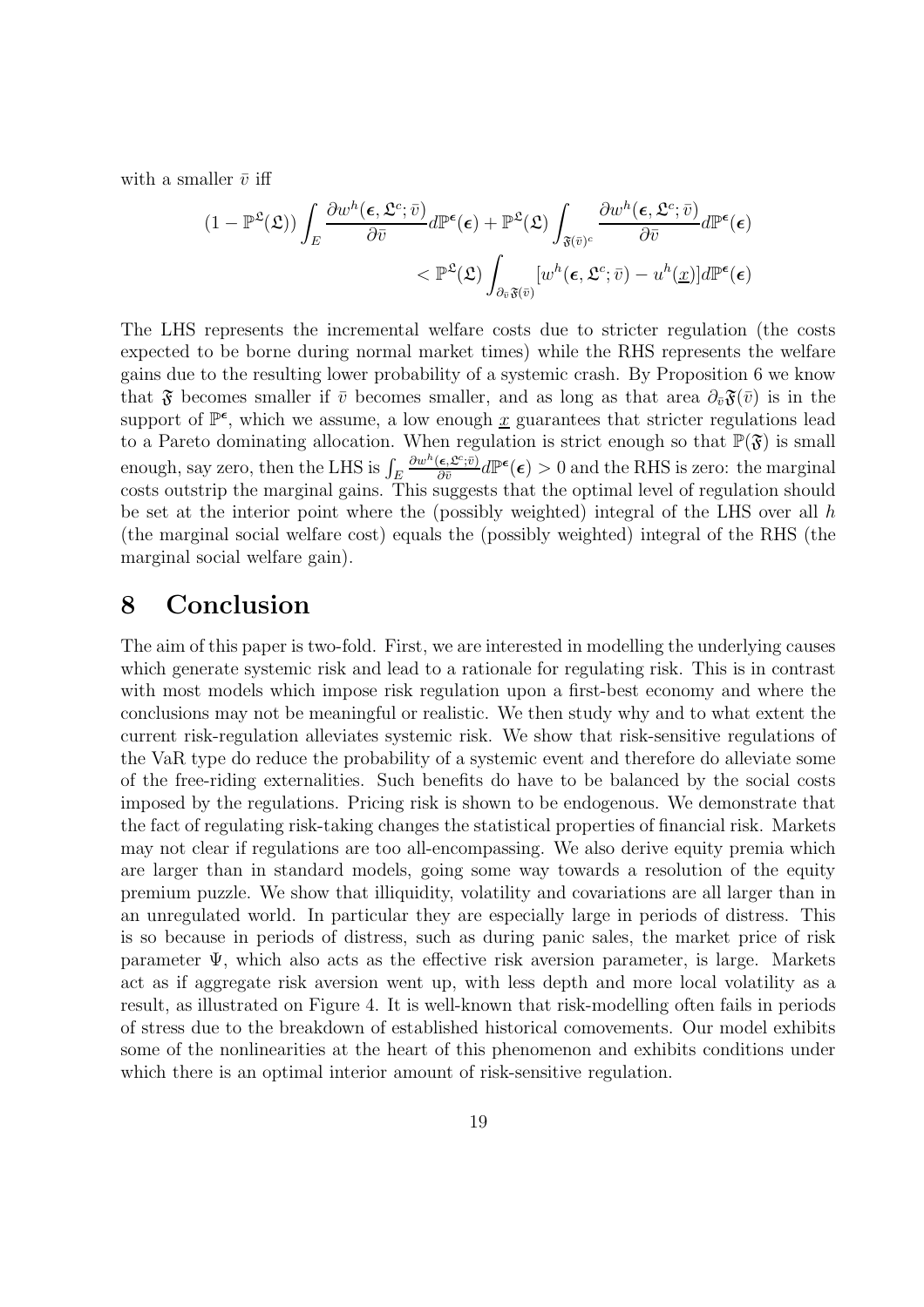with a smaller $\bar{v}$ iff

$$(1 - \mathbb{P}^{\mathfrak{L}}(\mathfrak{L})) \int_E \frac{\partial w^h(\boldsymbol{\epsilon}, \mathfrak{L}^c; \bar{v})}{\partial \bar{v}} d\mathbb{P}^{\boldsymbol{\epsilon}}(\boldsymbol{\epsilon}) + \mathbb{P}^{\mathfrak{L}}(\mathfrak{L}) \int_{\mathfrak{F}(\bar{v})^c} \frac{\partial w^h(\boldsymbol{\epsilon}, \mathfrak{L}^c; \bar{v})}{\partial \bar{v}} d\mathbb{P}^{\boldsymbol{\epsilon}}(\boldsymbol{\epsilon})$$
$$< \mathbb{P}^{\mathfrak{L}}(\mathfrak{L}) \int_{\partial_{\bar{v}} \mathfrak{F}(\bar{v})} [w^h(\boldsymbol{\epsilon}, \mathfrak{L}^c; \bar{v}) - u^h(\underline{x})] d\mathbb{P}^{\boldsymbol{\epsilon}}(\boldsymbol{\epsilon})$$

The LHS represents the incremental welfare costs due to stricter regulation (the costs expected to be borne during normal market times) while the RHS represents the welfare gains due to the resulting lower probability of a systemic crash. By Proposition 6 we know that $\mathfrak{F}$ becomes smaller if $\bar{v}$ becomes smaller, and as long as that area $\partial_{\bar{v}} \mathfrak{F}(\bar{v})$ is in the support of $\mathbb{P}^{\boldsymbol{\epsilon}}$, which we assume, a low enough $\underline{x}$ guarantees that stricter regulations lead to a Pareto dominating allocation. When regulation is strict enough so that $\mathbb{P}(\mathfrak{F})$ is small enough, say zero, then the LHS is $\int_E \frac{\partial w^h(\boldsymbol{\epsilon}, \mathfrak{L}^c; \bar{v})}{\partial \bar{v}} d\mathbb{P}^{\boldsymbol{\epsilon}}(\boldsymbol{\epsilon}) > 0$ and the RHS is zero: the marginal costs outstrip the marginal gains. This suggests that the optimal level of regulation should be set at the interior point where the (possibly weighted) integral of the LHS over all $h$ (the marginal social welfare cost) equals the (possibly weighted) integral of the RHS (the marginal social welfare gain).

# 8 Conclusion

The aim of this paper is two-fold. First, we are interested in modelling the underlying causes which generate systemic risk and lead to a rationale for regulating risk. This is in contrast with most models which impose risk regulation upon a first-best economy and where the conclusions may not be meaningful or realistic. We then study why and to what extent the current risk-regulation alleviates systemic risk. We show that risk-sensitive regulations of the VaR type do reduce the probability of a systemic event and therefore do alleviate some of the free-riding externalities. Such benefits do have to be balanced by the social costs imposed by the regulations. Pricing risk is shown to be endogenous. We demonstrate that the fact of regulating risk-taking changes the statistical properties of financial risk. Markets may not clear if regulations are too all-encompassing. We also derive equity premia which are larger than in standard models, going some way towards a resolution of the equity premium puzzle. We show that illiquidity, volatility and covariations are all larger than in an unregulated world. In particular they are especially large in periods of distress. This is so because in periods of distress, such as during panic sales, the market price of risk parameter $\Psi$, which also acts as the effective risk aversion parameter, is large. Markets act as if aggregate risk aversion went up, with less depth and more local volatility as a result, as illustrated on Figure 4. It is well-known that risk-modelling often fails in periods of stress due to the breakdown of established historical comovements. Our model exhibits some of the nonlinearities at the heart of this phenomenon and exhibits conditions under which there is an optimal interior amount of risk-sensitive regulation.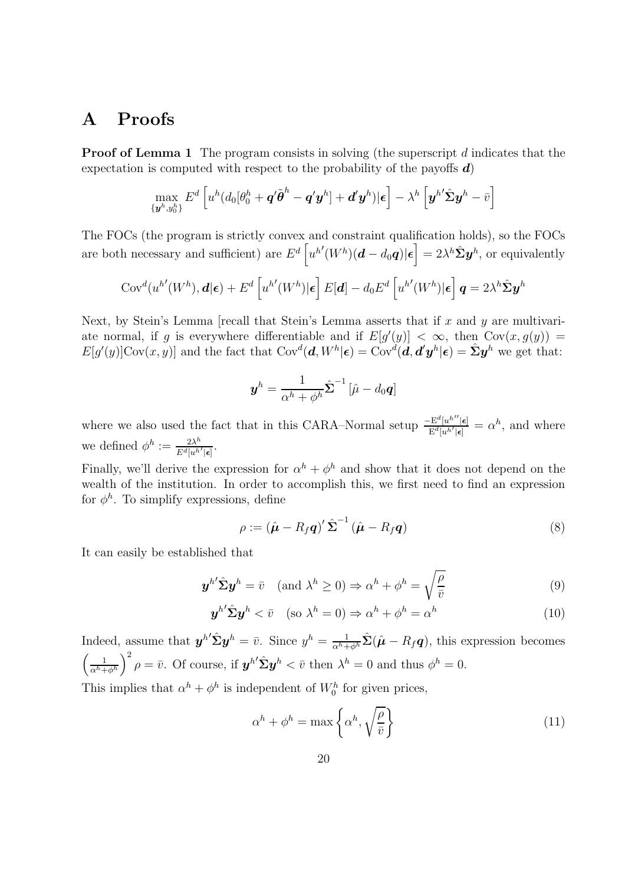# A Proofs

**Proof of Lemma 1** The program consists in solving (the superscript $d$ indicates that the expectation is computed with respect to the probability of the payoffs $\boldsymbol{d}$)

$$\max_{\{\boldsymbol{y}^h, y_0^h\}} E^d \left[ u^h(d_0[\theta_0^h + \boldsymbol{q}'\tilde{\boldsymbol{\theta}}^h - \boldsymbol{q}'\boldsymbol{y}^h] + \boldsymbol{d}'\boldsymbol{y}^h)|\boldsymbol{\epsilon}\right] - \lambda^h \left[\boldsymbol{y}^{h\prime}\hat{\boldsymbol{\Sigma}}\boldsymbol{y}^h - \bar{v}\right]$$

The FOCs (the program is strictly convex and constraint qualification holds), so the FOCs are both necessary and sufficient) are $E^d\left[u^{h\prime}(W^h)(\boldsymbol{d} - d_0\boldsymbol{q})|\boldsymbol{\epsilon}\right] = 2\lambda^h\hat{\boldsymbol{\Sigma}}\boldsymbol{y}^h$, or equivalently

$$\text{Cov}^d(u^{h\prime}(W^h), \boldsymbol{d}|\boldsymbol{\epsilon}) + E^d\left[u^{h\prime}(W^h)|\boldsymbol{\epsilon}\right] E[\boldsymbol{d}] - d_0 E^d\left[u^{h\prime}(W^h)|\boldsymbol{\epsilon}\right]\boldsymbol{q} = 2\lambda^h\hat{\boldsymbol{\Sigma}}\boldsymbol{y}^h$$

Next, by Stein's Lemma [recall that Stein's Lemma asserts that if $x$ and $y$ are multivariate normal, if $g$ is everywhere differentiable and if $E[g'(y)] < \infty$, then $\text{Cov}(x, g(y)) = E[g'(y)]\text{Cov}(x, y)$] and the fact that $\text{Cov}^d(\boldsymbol{d}, W^h|\boldsymbol{\epsilon}) = \text{Cov}^d(\boldsymbol{d}, \boldsymbol{d}'\boldsymbol{y}^h|\boldsymbol{\epsilon}) = \hat{\boldsymbol{\Sigma}}\boldsymbol{y}^h$ we get that:

$$\boldsymbol{y}^h = \frac{1}{\alpha^h + \phi^h}\hat{\boldsymbol{\Sigma}}^{-1}\left[\hat{\mu} - d_0\boldsymbol{q}\right]$$

where we also used the fact that in this CARA–Normal setup $\frac{-\text{E}^d[u^{h\prime\prime}|\boldsymbol{\epsilon}]}{\text{E}^d[u^{h\prime}|\boldsymbol{\epsilon}]} = \alpha^h$, and where we defined $\phi^h := \frac{2\lambda^h}{E^d[u^{h\prime}|\boldsymbol{\epsilon}]}$.

Finally, we'll derive the expression for $\alpha^h + \phi^h$ and show that it does not depend on the wealth of the institution. In order to accomplish this, we first need to find an expression for $\phi^h$. To simplify expressions, define

$$\rho := (\hat{\boldsymbol{\mu}} - R_f\boldsymbol{q})'\,\hat{\boldsymbol{\Sigma}}^{-1}(\hat{\boldsymbol{\mu}} - R_f\boldsymbol{q}) \tag{8}$$

It can easily be established that

$$\boldsymbol{y}^{h\prime}\hat{\boldsymbol{\Sigma}}\boldsymbol{y}^h = \bar{v} \quad (\text{and } \lambda^h \geq 0) \Rightarrow \alpha^h + \phi^h = \sqrt{\frac{\rho}{\bar{v}}} \tag{9}$$

$$\boldsymbol{y}^{h\prime}\hat{\boldsymbol{\Sigma}}\boldsymbol{y}^h < \bar{v} \quad (\text{so } \lambda^h = 0) \Rightarrow \alpha^h + \phi^h = \alpha^h \tag{10}$$

Indeed, assume that $\boldsymbol{y}^{h\prime}\hat{\boldsymbol{\Sigma}}\boldsymbol{y}^h = \bar{v}$. Since $y^h = \frac{1}{\alpha^h+\phi^h}\hat{\boldsymbol{\Sigma}}(\hat{\boldsymbol{\mu}} - R_f\boldsymbol{q})$, this expression becomes $\left(\frac{1}{\alpha^h+\phi^h}\right)^2\rho = \bar{v}$. Of course, if $\boldsymbol{y}^{h\prime}\hat{\boldsymbol{\Sigma}}\boldsymbol{y}^h < \bar{v}$ then $\lambda^h = 0$ and thus $\phi^h = 0$.

This implies that $\alpha^h + \phi^h$ is independent of $W_0^h$ for given prices,

$$\alpha^h + \phi^h = \max\left\{\alpha^h, \sqrt{\frac{\rho}{\bar{v}}}\right\} \tag{11}$$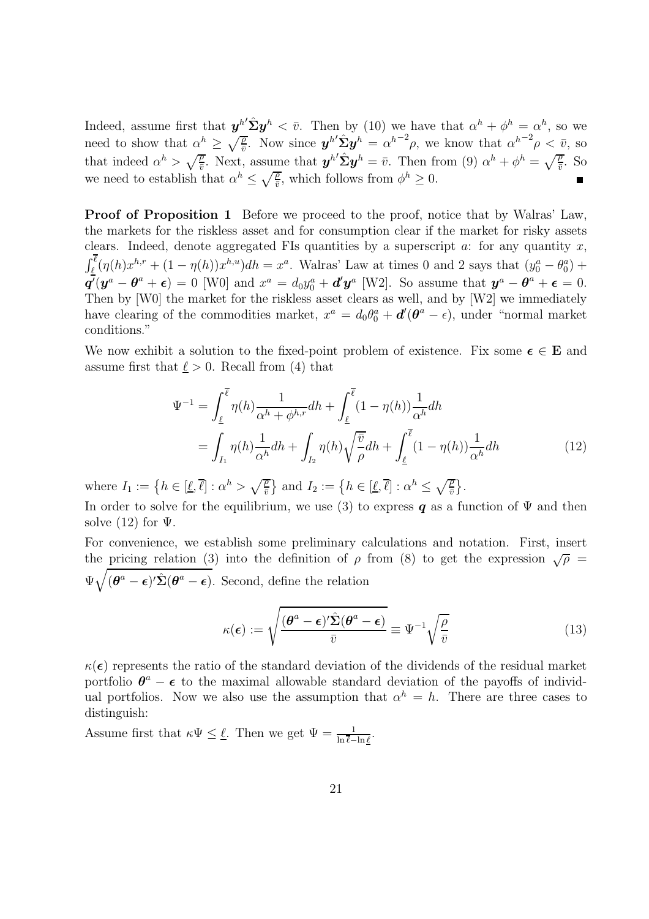Indeed, assume first that $\boldsymbol{y}^{h\prime}\hat{\boldsymbol{\Sigma}}\boldsymbol{y}^h < \bar{v}$. Then by (10) we have that $\alpha^h + \phi^h = \alpha^h$, so we need to show that $\alpha^h \geq \sqrt{\frac{\rho}{\bar{v}}}$. Now since $\boldsymbol{y}^{h\prime}\hat{\boldsymbol{\Sigma}}\boldsymbol{y}^h = {\alpha^h}^{-2}\rho$, we know that ${\alpha^h}^{-2}\rho < \bar{v}$, so that indeed $\alpha^h > \sqrt{\frac{\rho}{\bar{v}}}$. Next, assume that $\boldsymbol{y}^{h\prime}\hat{\boldsymbol{\Sigma}}\boldsymbol{y}^h = \bar{v}$. Then from (9) $\alpha^h + \phi^h = \sqrt{\frac{\rho}{\bar{v}}}$. So we need to establish that $\alpha^h \leq \sqrt{\frac{\rho}{\bar{v}}}$, which follows from $\phi^h \geq 0$. ∎

**Proof of Proposition 1** Before we proceed to the proof, notice that by Walras' Law, the markets for the riskless asset and for consumption clear if the market for risky assets clears. Indeed, denote aggregated FIs quantities by a superscript $a$: for any quantity $x$, $\int_{\underline{\ell}}^{\overline{\ell}}(\eta(h)x^{h,r} + (1-\eta(h))x^{h,u})dh = x^a$. Walras' Law at times 0 and 2 says that $(y_0^a - \theta_0^a) + \boldsymbol{q}'(\boldsymbol{y}^a - \boldsymbol{\theta}^a + \boldsymbol{\epsilon}) = 0$ [W0] and $x^a = d_0 y_0^a + \boldsymbol{d}'\boldsymbol{y}^a$ [W2]. So assume that $\boldsymbol{y}^a - \boldsymbol{\theta}^a + \boldsymbol{\epsilon} = 0$. Then by [W0] the market for the riskless asset clears as well, and by [W2] we immediately have clearing of the commodities market, $x^a = d_0\theta_0^a + \boldsymbol{d}'(\boldsymbol{\theta}^a - \epsilon)$, under "normal market conditions."

We now exhibit a solution to the fixed-point problem of existence. Fix some $\boldsymbol{\epsilon} \in \mathbf{E}$ and assume first that $\underline{\ell} > 0$. Recall from (4) that

$$
\begin{aligned}
\Psi^{-1} &= \int_{\underline{\ell}}^{\overline{\ell}} \eta(h)\frac{1}{\alpha^h + \phi^{h,r}}dh + \int_{\underline{\ell}}^{\overline{\ell}}(1-\eta(h))\frac{1}{\alpha^h}dh \\
&= \int_{I_1} \eta(h)\frac{1}{\alpha^h}dh + \int_{I_2}\eta(h)\sqrt{\frac{\bar{v}}{\rho}}dh + \int_{\underline{\ell}}^{\overline{\ell}}(1-\eta(h))\frac{1}{\alpha^h}dh
\end{aligned}
\tag{12}
$$

where $I_1 := \left\{h \in [\underline{\ell}, \overline{\ell}] : \alpha^h > \sqrt{\frac{\rho}{\bar{v}}}\right\}$ and $I_2 := \left\{h \in [\underline{\ell}, \overline{\ell}] : \alpha^h \leq \sqrt{\frac{\rho}{\bar{v}}}\right\}$.

In order to solve for the equilibrium, we use (3) to express $\boldsymbol{q}$ as a function of $\Psi$ and then solve (12) for $\Psi$.

For convenience, we establish some preliminary calculations and notation. First, insert the pricing relation (3) into the definition of $\rho$ from (8) to get the expression $\sqrt{\rho} = \Psi\sqrt{(\boldsymbol{\theta}^a - \boldsymbol{\epsilon})'\hat{\boldsymbol{\Sigma}}(\boldsymbol{\theta}^a - \boldsymbol{\epsilon})}$. Second, define the relation

$$
\kappa(\boldsymbol{\epsilon}) := \sqrt{\frac{(\boldsymbol{\theta}^a - \boldsymbol{\epsilon})'\hat{\boldsymbol{\Sigma}}(\boldsymbol{\theta}^a - \boldsymbol{\epsilon})}{\bar{v}}} \equiv \Psi^{-1}\sqrt{\frac{\rho}{\bar{v}}}
\tag{13}
$$

$\kappa(\boldsymbol{\epsilon})$ represents the ratio of the standard deviation of the dividends of the residual market portfolio $\boldsymbol{\theta}^a - \boldsymbol{\epsilon}$ to the maximal allowable standard deviation of the payoffs of individual portfolios. Now we also use the assumption that $\alpha^h = h$. There are three cases to distinguish:

Assume first that $\kappa\Psi \leq \underline{\ell}$. Then we get $\Psi = \frac{1}{\ln\overline{\ell} - \ln\underline{\ell}}$.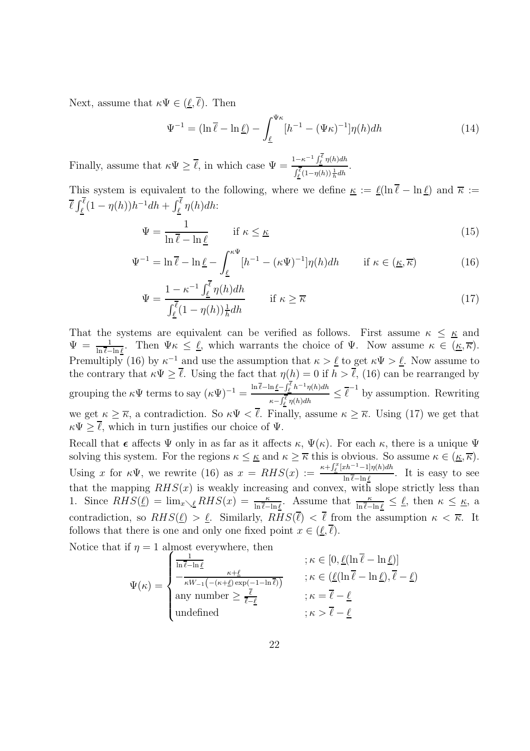Next, assume that $\kappa\Psi \in (\underline{\ell}, \overline{\ell})$. Then

$$\Psi^{-1} = (\ln \overline{\ell} - \ln \underline{\ell}) - \int_{\underline{\ell}}^{\Psi\kappa} [h^{-1} - (\Psi\kappa)^{-1}]\eta(h)dh \tag{14}$$

Finally, assume that $\kappa\Psi \geq \overline{\ell}$, in which case $\Psi = \frac{1-\kappa^{-1}\int_{\underline{\ell}}^{\overline{\ell}} \eta(h)dh}{\int_{\underline{\ell}}^{\overline{\ell}}(1-\eta(h))\frac{1}{h}dh}$.

This system is equivalent to the following, where we define $\underline{\kappa} := \underline{\ell}(\ln \overline{\ell} - \ln \underline{\ell})$ and $\overline{\kappa} := \overline{\ell}\int_{\underline{\ell}}^{\overline{\ell}}(1-\eta(h))h^{-1}dh + \int_{\underline{\ell}}^{\overline{\ell}} \eta(h)dh$:

$$\Psi = \frac{1}{\ln \overline{\ell} - \ln \underline{\ell}} \qquad \text{if } \kappa \leq \underline{\kappa} \tag{15}$$

$$\Psi^{-1} = \ln \overline{\ell} - \ln \underline{\ell} - \int_{\underline{\ell}}^{\kappa\Psi} [h^{-1} - (\kappa\Psi)^{-1}]\eta(h)dh \qquad \text{if } \kappa \in (\underline{\kappa}, \overline{\kappa}) \tag{16}$$

$$\Psi = \frac{1-\kappa^{-1}\int_{\underline{\ell}}^{\overline{\ell}} \eta(h)dh}{\int_{\underline{\ell}}^{\overline{\ell}}(1-\eta(h))\frac{1}{h}dh} \qquad \text{if } \kappa \geq \overline{\kappa} \tag{17}$$

That the systems are equivalent can be verified as follows. First assume $\kappa \leq \underline{\kappa}$ and $\Psi = \frac{1}{\ln \overline{\ell} - \ln \underline{\ell}}$. Then $\Psi\kappa \leq \underline{\ell}$, which warrants the choice of $\Psi$. Now assume $\kappa \in (\underline{\kappa}, \overline{\kappa})$. Premultiply (16) by $\kappa^{-1}$ and use the assumption that $\kappa > \underline{\ell}$ to get $\kappa\Psi > \underline{\ell}$. Now assume to the contrary that $\kappa\Psi \geq \overline{\ell}$. Using the fact that $\eta(h) = 0$ if $h > \overline{\ell}$, (16) can be rearranged by grouping the $\kappa\Psi$ terms to say $(\kappa\Psi)^{-1} = \frac{\ln \overline{\ell} - \ln \underline{\ell} - \int_{\underline{\ell}}^{\overline{\ell}} h^{-1}\eta(h)dh}{\kappa - \int_{\underline{\ell}}^{\overline{\ell}} \eta(h)dh} \leq \overline{\ell}^{-1}$ by assumption. Rewriting we get $\kappa \geq \overline{\kappa}$, a contradiction. So $\kappa\Psi < \overline{\ell}$. Finally, assume $\kappa \geq \overline{\kappa}$. Using (17) we get that $\kappa\Psi \geq \overline{\ell}$, which in turn justifies our choice of $\Psi$.

Recall that $\boldsymbol{\epsilon}$ affects $\Psi$ only in as far as it affects $\kappa$, $\Psi(\kappa)$. For each $\kappa$, there is a unique $\Psi$ solving this system. For the regions $\kappa \leq \underline{\kappa}$ and $\kappa \geq \overline{\kappa}$ this is obvious. So assume $\kappa \in (\underline{\kappa}, \overline{\kappa})$. Using $x$ for $\kappa\Psi$, we rewrite (16) as $x = RHS(x) := \frac{\kappa + \int_{\underline{\ell}}^{x}[xh^{-1}-1]\eta(h)dh}{\ln \overline{\ell} - \ln \underline{\ell}}$. It is easy to see that the mapping $RHS(x)$ is weakly increasing and convex, with slope strictly less than 1. Since $RHS(\underline{\ell}) = \lim_{x \searrow \underline{\ell}} RHS(x) = \frac{\kappa}{\ln \overline{\ell} - \ln \underline{\ell}}$. Assume that $\frac{\kappa}{\ln \overline{\ell} - \ln \underline{\ell}} \leq \underline{\ell}$, then $\kappa \leq \underline{\kappa}$, a contradiction, so $RHS(\underline{\ell}) > \underline{\ell}$. Similarly, $RHS(\overline{\ell}) < \overline{\ell}$ from the assumption $\kappa < \overline{\kappa}$. It follows that there is one and only one fixed point $x \in (\underline{\ell}, \overline{\ell})$.

Notice that if $\eta = 1$ almost everywhere, then

$$\Psi(\kappa) = \begin{cases} \frac{1}{\ln \overline{\ell} - \ln \underline{\ell}} & ; \kappa \in [0, \underline{\ell}(\ln \overline{\ell} - \ln \underline{\ell})] \\ -\frac{\kappa + \underline{\ell}}{\kappa W_{-1}\left(-(\kappa+\underline{\ell})\exp(-1-\ln \overline{\ell})\right)} & ; \kappa \in (\underline{\ell}(\ln \overline{\ell} - \ln \underline{\ell}), \overline{\ell} - \underline{\ell}) \\ \text{any number} \geq \frac{\overline{\ell}}{\overline{\ell} - \underline{\ell}} & ; \kappa = \overline{\ell} - \underline{\ell} \\ \text{undefined} & ; \kappa > \overline{\ell} - \underline{\ell} \end{cases}$$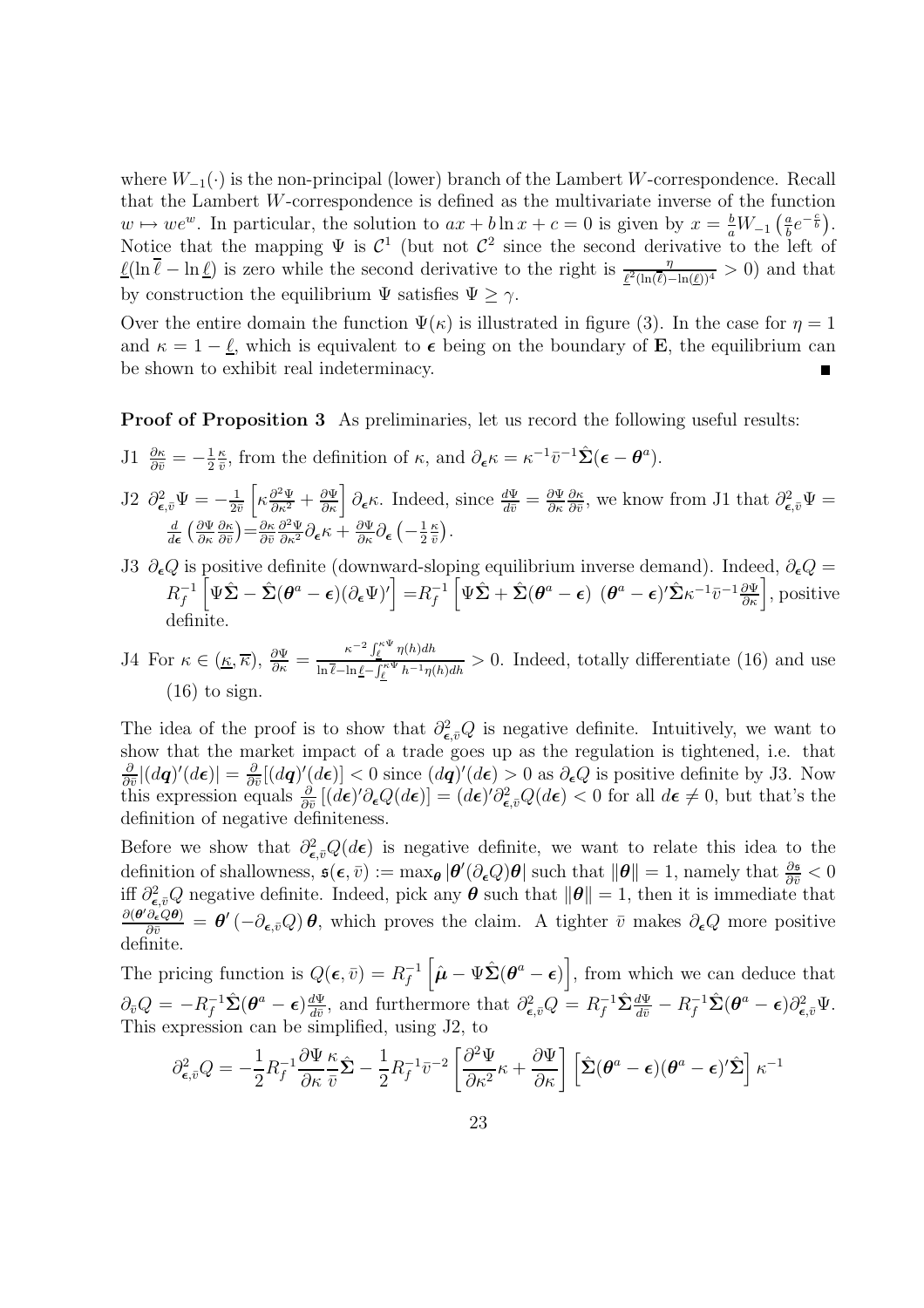where $W_{-1}(\cdot)$ is the non-principal (lower) branch of the Lambert $W$-correspondence. Recall that the Lambert $W$-correspondence is defined as the multivariate inverse of the function $w \mapsto we^w$. In particular, the solution to $ax + b\ln x + c = 0$ is given by $x = \frac{b}{a}W_{-1}\left(\frac{a}{b}e^{-\frac{c}{b}}\right)$. Notice that the mapping $\Psi$ is $\mathcal{C}^1$ (but not $\mathcal{C}^2$ since the second derivative to the left of $\underline{\ell}(\ln\overline{\ell} - \ln\underline{\ell})$ is zero while the second derivative to the right is $\frac{\eta}{\underline{\ell}^2(\ln(\overline{\ell})-\ln(\underline{\ell}))^4} > 0$) and that by construction the equilibrium $\Psi$ satisfies $\Psi \geq \gamma$.

Over the entire domain the function $\Psi(\kappa)$ is illustrated in figure (3). In the case for $\eta = 1$ and $\kappa = 1 - \underline{\ell}$, which is equivalent to $\boldsymbol{\epsilon}$ being on the boundary of $\mathbf{E}$, the equilibrium can be shown to exhibit real indeterminacy. ∎

**Proof of Proposition 3** As preliminaries, let us record the following useful results:

J1 $\frac{\partial\kappa}{\partial\bar{v}} = -\frac{1}{2}\frac{\kappa}{\bar{v}}$, from the definition of $\kappa$, and $\partial_{\boldsymbol{\epsilon}}\kappa = \kappa^{-1}\bar{v}^{-1}\hat{\boldsymbol{\Sigma}}(\boldsymbol{\epsilon} - \boldsymbol{\theta}^a)$.

J2 $\partial^2_{\boldsymbol{\epsilon},\bar{v}}\Psi = -\frac{1}{2\bar{v}}\left[\kappa\frac{\partial^2\Psi}{\partial\kappa^2} + \frac{\partial\Psi}{\partial\kappa}\right]\partial_{\boldsymbol{\epsilon}}\kappa$. Indeed, since $\frac{d\Psi}{d\bar{v}} = \frac{\partial\Psi}{\partial\kappa}\frac{\partial\kappa}{\partial\bar{v}}$, we know from J1 that $\partial^2_{\boldsymbol{\epsilon},\bar{v}}\Psi = \frac{d}{d\boldsymbol{\epsilon}}\left(\frac{\partial\Psi}{\partial\kappa}\frac{\partial\kappa}{\partial\bar{v}}\right) = \frac{\partial\kappa}{\partial\bar{v}}\frac{\partial^2\Psi}{\partial\kappa^2}\partial_{\boldsymbol{\epsilon}}\kappa + \frac{\partial\Psi}{\partial\kappa}\partial_{\boldsymbol{\epsilon}}\left(-\frac{1}{2}\frac{\kappa}{\bar{v}}\right)$.

J3 $\partial_{\boldsymbol{\epsilon}}Q$ is positive definite (downward-sloping equilibrium inverse demand). Indeed, $\partial_{\boldsymbol{\epsilon}}Q = R_f^{-1}\left[\Psi\hat{\boldsymbol{\Sigma}} - \hat{\boldsymbol{\Sigma}}(\boldsymbol{\theta}^a - \boldsymbol{\epsilon})(\partial_{\boldsymbol{\epsilon}}\Psi)'\right] = R_f^{-1}\left[\Psi\hat{\boldsymbol{\Sigma}} + \hat{\boldsymbol{\Sigma}}(\boldsymbol{\theta}^a - \boldsymbol{\epsilon})\ (\boldsymbol{\theta}^a - \boldsymbol{\epsilon})'\hat{\boldsymbol{\Sigma}}\kappa^{-1}\bar{v}^{-1}\frac{\partial\Psi}{\partial\kappa}\right]$, positive definite.

J4 For $\kappa \in (\underline{\kappa}, \overline{\kappa})$, $\frac{\partial\Psi}{\partial\kappa} = \frac{\kappa^{-2}\int_{\underline{\ell}}^{\kappa\Psi}\eta(h)dh}{\ln\overline{\ell} - \ln\underline{\ell} - \int_{\underline{\ell}}^{\kappa\Psi}h^{-1}\eta(h)dh} > 0$. Indeed, totally differentiate (16) and use (16) to sign.

The idea of the proof is to show that $\partial^2_{\boldsymbol{\epsilon},\bar{v}}Q$ is negative definite. Intuitively, we want to show that the market impact of a trade goes up as the regulation is tightened, i.e. that $\frac{\partial}{\partial\bar{v}}|(d\boldsymbol{q})'(d\boldsymbol{\epsilon})| = \frac{\partial}{\partial\bar{v}}[(d\boldsymbol{q})'(d\boldsymbol{\epsilon})] < 0$ since $(d\boldsymbol{q})'(d\boldsymbol{\epsilon}) > 0$ as $\partial_{\boldsymbol{\epsilon}}Q$ is positive definite by J3. Now this expression equals $\frac{\partial}{\partial\bar{v}}\left[(d\boldsymbol{\epsilon})'\partial_{\boldsymbol{\epsilon}}Q(d\boldsymbol{\epsilon})\right] = (d\boldsymbol{\epsilon})'\partial^2_{\boldsymbol{\epsilon},\bar{v}}Q(d\boldsymbol{\epsilon}) < 0$ for all $d\boldsymbol{\epsilon} \neq 0$, but that's the definition of negative definiteness.

Before we show that $\partial^2_{\boldsymbol{\epsilon},\bar{v}}Q(d\boldsymbol{\epsilon})$ is negative definite, we want to relate this idea to the definition of shallowness, $\mathfrak{s}(\boldsymbol{\epsilon}, \bar{v}) := \max_{\boldsymbol{\theta}}|\boldsymbol{\theta}'(\partial_{\boldsymbol{\epsilon}}Q)\boldsymbol{\theta}|$ such that $\|\boldsymbol{\theta}\| = 1$, namely that $\frac{\partial\mathfrak{s}}{\partial\bar{v}} < 0$ iff $\partial^2_{\boldsymbol{\epsilon},\bar{v}}Q$ negative definite. Indeed, pick any $\boldsymbol{\theta}$ such that $\|\boldsymbol{\theta}\| = 1$, then it is immediate that $\frac{\partial(\boldsymbol{\theta}'\partial_{\boldsymbol{\epsilon}}Q\boldsymbol{\theta})}{\partial\bar{v}} = \boldsymbol{\theta}'\left(-\partial_{\boldsymbol{\epsilon},\bar{v}}Q\right)\boldsymbol{\theta}$, which proves the claim. A tighter $\bar{v}$ makes $\partial_{\boldsymbol{\epsilon}}Q$ more positive definite.

The pricing function is $Q(\boldsymbol{\epsilon}, \bar{v}) = R_f^{-1}\left[\hat{\boldsymbol{\mu}} - \Psi\hat{\boldsymbol{\Sigma}}(\boldsymbol{\theta}^a - \boldsymbol{\epsilon})\right]$, from which we can deduce that $\partial_{\bar{v}}Q = -R_f^{-1}\hat{\boldsymbol{\Sigma}}(\boldsymbol{\theta}^a - \boldsymbol{\epsilon})\frac{d\Psi}{d\bar{v}}$, and furthermore that $\partial^2_{\boldsymbol{\epsilon},\bar{v}}Q = R_f^{-1}\hat{\boldsymbol{\Sigma}}\frac{d\Psi}{d\bar{v}} - R_f^{-1}\hat{\boldsymbol{\Sigma}}(\boldsymbol{\theta}^a - \boldsymbol{\epsilon})\partial^2_{\boldsymbol{\epsilon},\bar{v}}\Psi$. This expression can be simplified, using J2, to

$$\partial^2_{\boldsymbol{\epsilon},\bar{v}}Q = -\frac{1}{2}R_f^{-1}\frac{\partial\Psi}{\partial\kappa}\frac{\kappa}{\bar{v}}\hat{\boldsymbol{\Sigma}} - \frac{1}{2}R_f^{-1}\bar{v}^{-2}\left[\frac{\partial^2\Psi}{\partial\kappa^2}\kappa + \frac{\partial\Psi}{\partial\kappa}\right]\left[\hat{\boldsymbol{\Sigma}}(\boldsymbol{\theta}^a - \boldsymbol{\epsilon})(\boldsymbol{\theta}^a - \boldsymbol{\epsilon})'\hat{\boldsymbol{\Sigma}}\right]\kappa^{-1}$$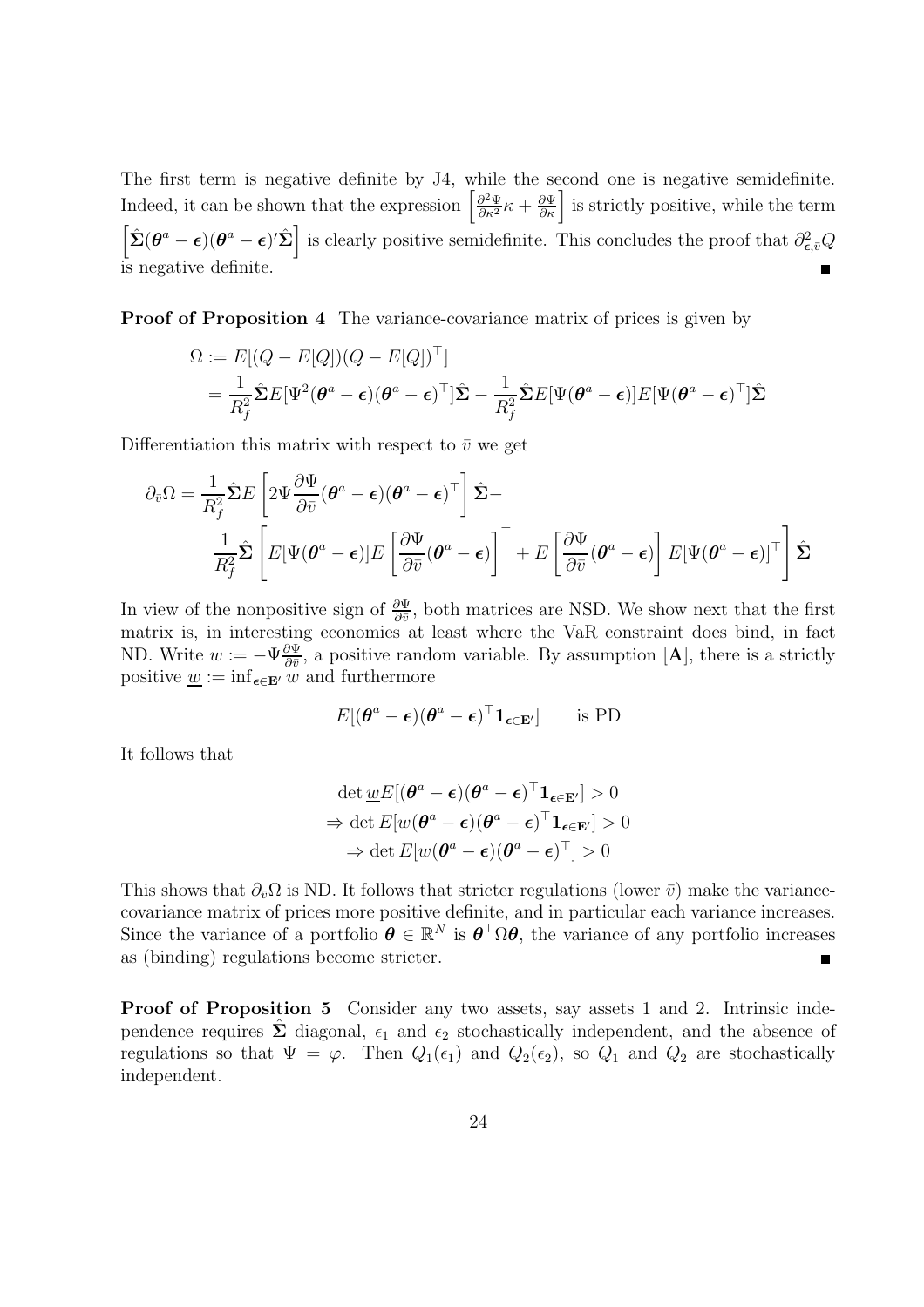The first term is negative definite by J4, while the second one is negative semidefinite. Indeed, it can be shown that the expression $\left[\frac{\partial^2\Psi}{\partial\kappa^2}\kappa + \frac{\partial\Psi}{\partial\kappa}\right]$ is strictly positive, while the term $\left[\hat{\mathbf{\Sigma}}(\boldsymbol{\theta}^a - \boldsymbol{\epsilon})(\boldsymbol{\theta}^a - \boldsymbol{\epsilon})'\hat{\mathbf{\Sigma}}\right]$ is clearly positive semidefinite. This concludes the proof that $\partial^2_{\boldsymbol{\epsilon},\bar{v}}Q$ is negative definite. ∎

**Proof of Proposition 4** The variance-covariance matrix of prices is given by

$$
\begin{aligned}
\Omega &:= E[(Q - E[Q])(Q - E[Q])^\top] \\
&= \frac{1}{R_f^2}\hat{\mathbf{\Sigma}}E[\Psi^2(\boldsymbol{\theta}^a - \boldsymbol{\epsilon})(\boldsymbol{\theta}^a - \boldsymbol{\epsilon})^\top]\hat{\mathbf{\Sigma}} - \frac{1}{R_f^2}\hat{\mathbf{\Sigma}}E[\Psi(\boldsymbol{\theta}^a - \boldsymbol{\epsilon})]E[\Psi(\boldsymbol{\theta}^a - \boldsymbol{\epsilon})^\top]\hat{\mathbf{\Sigma}}
\end{aligned}
$$

Differentiation this matrix with respect to $\bar{v}$ we get

$$
\begin{aligned}
\partial_{\bar{v}}\Omega = &\frac{1}{R_f^2}\hat{\mathbf{\Sigma}}E\left[2\Psi\frac{\partial\Psi}{\partial\bar{v}}(\boldsymbol{\theta}^a - \boldsymbol{\epsilon})(\boldsymbol{\theta}^a - \boldsymbol{\epsilon})^\top\right]\hat{\mathbf{\Sigma}} - \\
&\frac{1}{R_f^2}\hat{\mathbf{\Sigma}}\left[E[\Psi(\boldsymbol{\theta}^a - \boldsymbol{\epsilon})]E\left[\frac{\partial\Psi}{\partial\bar{v}}(\boldsymbol{\theta}^a - \boldsymbol{\epsilon})\right]^\top + E\left[\frac{\partial\Psi}{\partial\bar{v}}(\boldsymbol{\theta}^a - \boldsymbol{\epsilon})\right]E[\Psi(\boldsymbol{\theta}^a - \boldsymbol{\epsilon})]^\top\right]\hat{\mathbf{\Sigma}}
\end{aligned}
$$

In view of the nonpositive sign of $\frac{\partial\Psi}{\partial\bar{v}}$, both matrices are NSD. We show next that the first matrix is, in interesting economies at least where the VaR constraint does bind, in fact ND. Write $w := -\Psi\frac{\partial\Psi}{\partial\bar{v}}$, a positive random variable. By assumption [**A**], there is a strictly positive $\underline{w} := \inf_{\boldsymbol{\epsilon}\in\mathbf{E}'} w$ and furthermore

$$
E[(\boldsymbol{\theta}^a - \boldsymbol{\epsilon})(\boldsymbol{\theta}^a - \boldsymbol{\epsilon})^\top\mathbf{1}_{\boldsymbol{\epsilon}\in\mathbf{E}'}] \qquad \text{is PD}
$$

It follows that

$$
\begin{aligned}
&\det \underline{w}E[(\boldsymbol{\theta}^a - \boldsymbol{\epsilon})(\boldsymbol{\theta}^a - \boldsymbol{\epsilon})^\top\mathbf{1}_{\boldsymbol{\epsilon}\in\mathbf{E}'}] > 0 \\
\Rightarrow &\det E[w(\boldsymbol{\theta}^a - \boldsymbol{\epsilon})(\boldsymbol{\theta}^a - \boldsymbol{\epsilon})^\top\mathbf{1}_{\boldsymbol{\epsilon}\in\mathbf{E}'}] > 0 \\
\Rightarrow &\det E[w(\boldsymbol{\theta}^a - \boldsymbol{\epsilon})(\boldsymbol{\theta}^a - \boldsymbol{\epsilon})^\top] > 0
\end{aligned}
$$

This shows that $\partial_{\bar{v}}\Omega$ is ND. It follows that stricter regulations (lower $\bar{v}$) make the variance-covariance matrix of prices more positive definite, and in particular each variance increases. Since the variance of a portfolio $\boldsymbol{\theta} \in \mathbb{R}^N$ is $\boldsymbol{\theta}^\top\Omega\boldsymbol{\theta}$, the variance of any portfolio increases as (binding) regulations become stricter. ∎

**Proof of Proposition 5** Consider any two assets, say assets 1 and 2. Intrinsic independence requires $\hat{\mathbf{\Sigma}}$ diagonal, $\epsilon_1$ and $\epsilon_2$ stochastically independent, and the absence of regulations so that $\Psi = \varphi$. Then $Q_1(\epsilon_1)$ and $Q_2(\epsilon_2)$, so $Q_1$ and $Q_2$ are stochastically independent.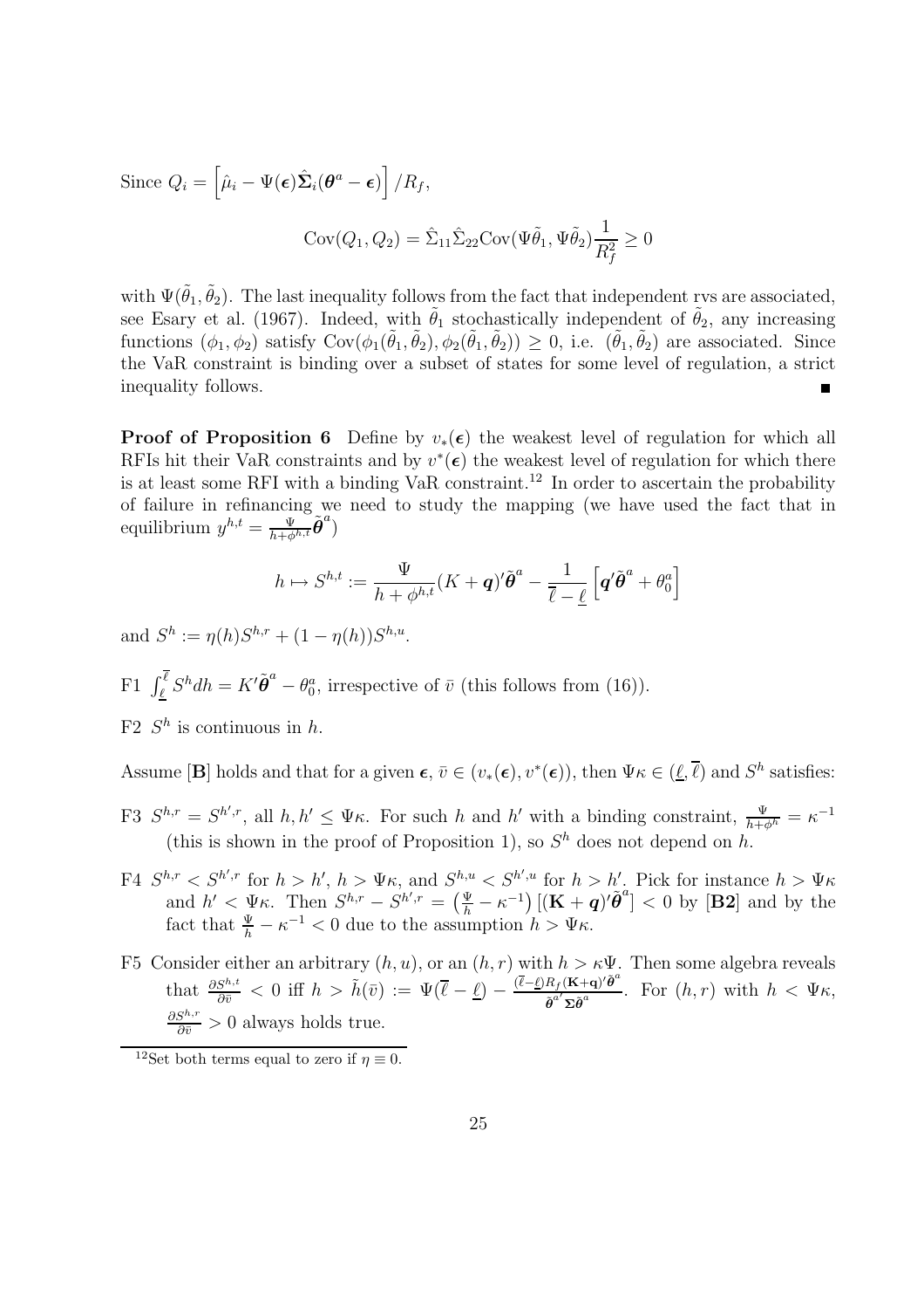Since $Q_i = \left[\hat{\mu}_i - \Psi(\boldsymbol{\epsilon})\hat{\boldsymbol{\Sigma}}_i(\boldsymbol{\theta}^a - \boldsymbol{\epsilon})\right]/R_f$,

$$\text{Cov}(Q_1, Q_2) = \hat{\Sigma}_{11}\hat{\Sigma}_{22}\text{Cov}(\Psi\tilde{\theta}_1, \Psi\tilde{\theta}_2)\frac{1}{R_f^2} \geq 0$$

with $\Psi(\tilde{\theta}_1, \tilde{\theta}_2)$. The last inequality follows from the fact that independent rvs are associated, see Esary et al. (1967). Indeed, with $\tilde{\theta}_1$ stochastically independent of $\tilde{\theta}_2$, any increasing functions $(\phi_1, \phi_2)$ satisfy $\text{Cov}(\phi_1(\tilde{\theta}_1, \tilde{\theta}_2), \phi_2(\tilde{\theta}_1, \tilde{\theta}_2)) \geq 0$, i.e. $(\tilde{\theta}_1, \tilde{\theta}_2)$ are associated. Since the VaR constraint is binding over a subset of states for some level of regulation, a strict inequality follows. ∎

**Proof of Proposition 6** Define by $v_*(\boldsymbol{\epsilon})$ the weakest level of regulation for which all RFIs hit their VaR constraints and by $v^*(\boldsymbol{\epsilon})$ the weakest level of regulation for which there is at least some RFI with a binding VaR constraint.[12] In order to ascertain the probability of failure in refinancing we need to study the mapping (we have used the fact that in equilibrium $y^{h,t} = \frac{\Psi}{h+\phi^{h,t}}\tilde{\boldsymbol{\theta}}^a$)

$$h \mapsto S^{h,t} := \frac{\Psi}{h+\phi^{h,t}}(K+\boldsymbol{q})'\tilde{\boldsymbol{\theta}}^a - \frac{1}{\overline{\ell}-\underline{\ell}}\left[\boldsymbol{q}'\tilde{\boldsymbol{\theta}}^a + \theta_0^a\right]$$

and $S^h := \eta(h)S^{h,r} + (1-\eta(h))S^{h,u}$.

F1 $\int_{\underline{\ell}}^{\overline{\ell}} S^h dh = K'\tilde{\boldsymbol{\theta}}^a - \theta_0^a$, irrespective of $\bar{v}$ (this follows from (16)).

F2 $S^h$ is continuous in $h$.

Assume [**B**] holds and that for a given $\boldsymbol{\epsilon}$, $\bar{v} \in (v_*(\boldsymbol{\epsilon}), v^*(\boldsymbol{\epsilon}))$, then $\Psi\kappa \in (\underline{\ell}, \overline{\ell})$ and $S^h$ satisfies:

F3 $S^{h,r} = S^{h',r}$, all $h, h' \leq \Psi\kappa$. For such $h$ and $h'$ with a binding constraint, $\frac{\Psi}{h+\phi^h} = \kappa^{-1}$ (this is shown in the proof of Proposition 1), so $S^h$ does not depend on $h$.

F4 $S^{h,r} < S^{h',r}$ for $h > h'$, $h > \Psi\kappa$, and $S^{h,u} < S^{h',u}$ for $h > h'$. Pick for instance $h > \Psi\kappa$ and $h' < \Psi\kappa$. Then $S^{h,r} - S^{h',r} = \left(\frac{\Psi}{h} - \kappa^{-1}\right)\left[(\mathbf{K}+\boldsymbol{q})'\tilde{\boldsymbol{\theta}}^a\right] < 0$ by [**B2**] and by the fact that $\frac{\Psi}{h} - \kappa^{-1} < 0$ due to the assumption $h > \Psi\kappa$.

F5 Consider either an arbitrary $(h,u)$, or an $(h,r)$ with $h > \kappa\Psi$. Then some algebra reveals that $\frac{\partial S^{h,t}}{\partial \bar{v}} < 0$ iff $h > \tilde{h}(\bar{v}) := \Psi(\overline{\ell} - \underline{\ell}) - \frac{(\overline{\ell}-\underline{\ell})R_f(\mathbf{K}+\mathbf{q})'\tilde{\boldsymbol{\theta}}^a}{\tilde{\boldsymbol{\theta}}^{a'}\boldsymbol{\Sigma}\tilde{\boldsymbol{\theta}}^a}$. For $(h,r)$ with $h < \Psi\kappa$, $\frac{\partial S^{h,r}}{\partial \bar{v}} > 0$ always holds true.

[12] Set both terms equal to zero if $\eta \equiv 0$.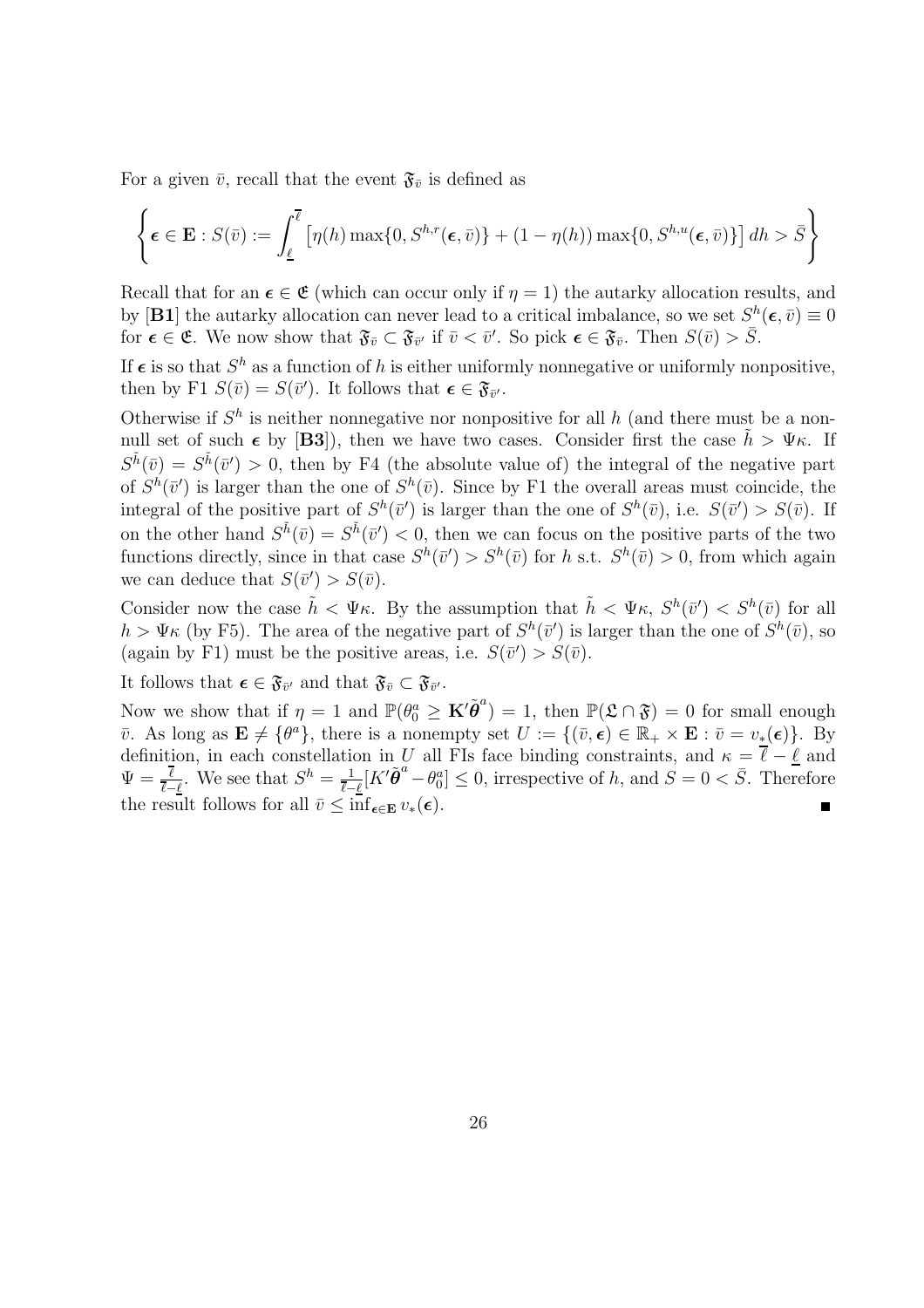For a given $\bar{v}$, recall that the event $\mathfrak{F}_{\bar{v}}$ is defined as

$$\left\{ \boldsymbol{\epsilon} \in \mathbf{E} : S(\bar{v}) := \int_{\underline{\ell}}^{\overline{\ell}} \left[ \eta(h) \max\{0, S^{h,r}(\boldsymbol{\epsilon}, \bar{v})\} + (1 - \eta(h)) \max\{0, S^{h,u}(\boldsymbol{\epsilon}, \bar{v})\} \right] dh > \bar{S} \right\}$$

Recall that for an $\boldsymbol{\epsilon} \in \mathfrak{E}$ (which can occur only if $\eta = 1$) the autarky allocation results, and by [**B1**] the autarky allocation can never lead to a critical imbalance, so we set $S^h(\boldsymbol{\epsilon}, \bar{v}) \equiv 0$ for $\boldsymbol{\epsilon} \in \mathfrak{E}$. We now show that $\mathfrak{F}_{\bar{v}} \subset \mathfrak{F}_{\bar{v}'}$ if $\bar{v} < \bar{v}'$. So pick $\boldsymbol{\epsilon} \in \mathfrak{F}_{\bar{v}}$. Then $S(\bar{v}) > \bar{S}$.

If $\boldsymbol{\epsilon}$ is so that $S^h$ as a function of $h$ is either uniformly nonnegative or uniformly nonpositive, then by F1 $S(\bar{v}) = S(\bar{v}')$. It follows that $\boldsymbol{\epsilon} \in \mathfrak{F}_{\bar{v}'}$.

Otherwise if $S^h$ is neither nonnegative nor nonpositive for all $h$ (and there must be a non-null set of such $\boldsymbol{\epsilon}$ by [**B3**]), then we have two cases. Consider first the case $\tilde{h} > \Psi\kappa$. If $S^{\tilde{h}}(\bar{v}) = S^{\tilde{h}}(\bar{v}') > 0$, then by F4 (the absolute value of) the integral of the negative part of $S^h(\bar{v}')$ is larger than the one of $S^h(\bar{v})$. Since by F1 the overall areas must coincide, the integral of the positive part of $S^h(\bar{v}')$ is larger than the one of $S^h(\bar{v})$, i.e. $S(\bar{v}') > S(\bar{v})$. If on the other hand $S^{\tilde{h}}(\bar{v}) = S^{\tilde{h}}(\bar{v}') < 0$, then we can focus on the positive parts of the two functions directly, since in that case $S^h(\bar{v}') > S^h(\bar{v})$ for $h$ s.t. $S^h(\bar{v}) > 0$, from which again we can deduce that $S(\bar{v}') > S(\bar{v})$.

Consider now the case $\tilde{h} < \Psi\kappa$. By the assumption that $\tilde{h} < \Psi\kappa$, $S^h(\bar{v}') < S^h(\bar{v})$ for all $h > \Psi\kappa$ (by F5). The area of the negative part of $S^h(\bar{v}')$ is larger than the one of $S^h(\bar{v})$, so (again by F1) must be the positive areas, i.e. $S(\bar{v}') > S(\bar{v})$.

It follows that $\boldsymbol{\epsilon} \in \mathfrak{F}_{\bar{v}'}$ and that $\mathfrak{F}_{\bar{v}} \subset \mathfrak{F}_{\bar{v}'}$.

Now we show that if $\eta = 1$ and $\mathbb{P}(\theta_0^a \geq \mathbf{K}'\tilde{\boldsymbol{\theta}}^a) = 1$, then $\mathbb{P}(\mathfrak{L} \cap \mathfrak{F}) = 0$ for small enough $\bar{v}$. As long as $\mathbf{E} \neq \{\theta^a\}$, there is a nonempty set $U := \{(\bar{v}, \boldsymbol{\epsilon}) \in \mathbb{R}_+ \times \mathbf{E} : \bar{v} = v_*(\boldsymbol{\epsilon})\}$. By definition, in each constellation in $U$ all FIs face binding constraints, and $\kappa = \overline{\ell} - \underline{\ell}$ and $\Psi = \frac{\overline{\ell}}{\overline{\ell} - \underline{\ell}}$. We see that $S^h = \frac{1}{\overline{\ell} - \underline{\ell}}[K'\tilde{\boldsymbol{\theta}}^a - \theta_0^a] \leq 0$, irrespective of $h$, and $S = 0 < \bar{S}$. Therefore the result follows for all $\bar{v} \leq \inf_{\boldsymbol{\epsilon} \in \mathbf{E}} v_*(\boldsymbol{\epsilon})$. ∎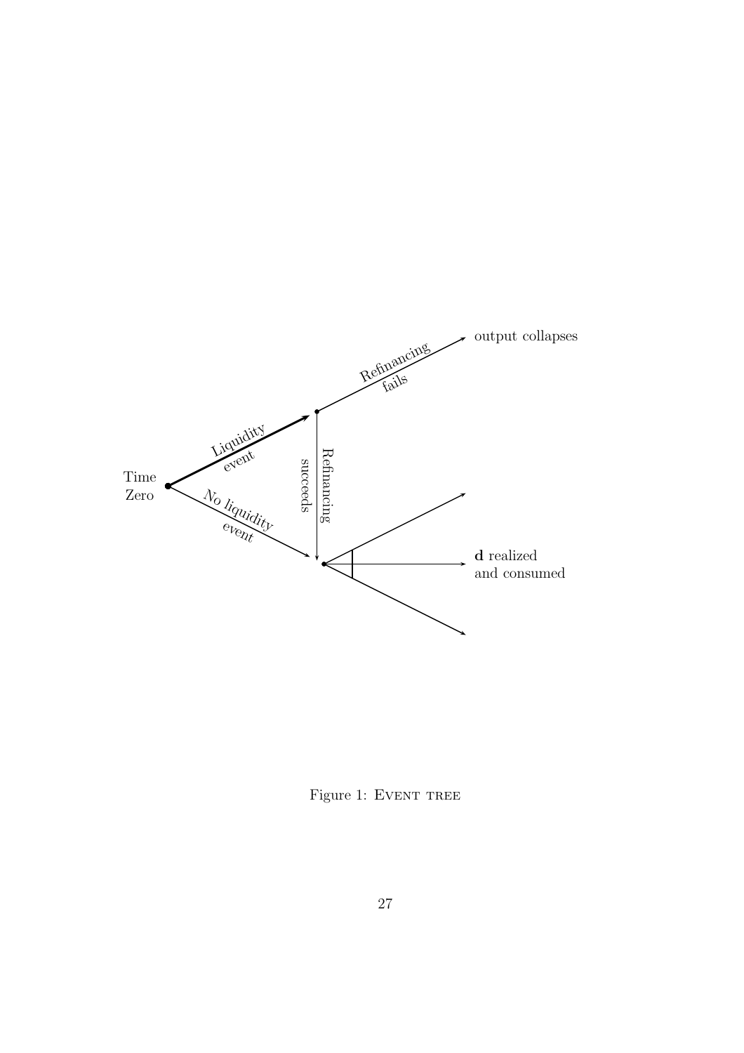Time Zero

Liquidity event

No liquidity event

Refinancing fails

output collapses

Refinancing succeeds

**d** realized and consumed

Figure 1: Event tree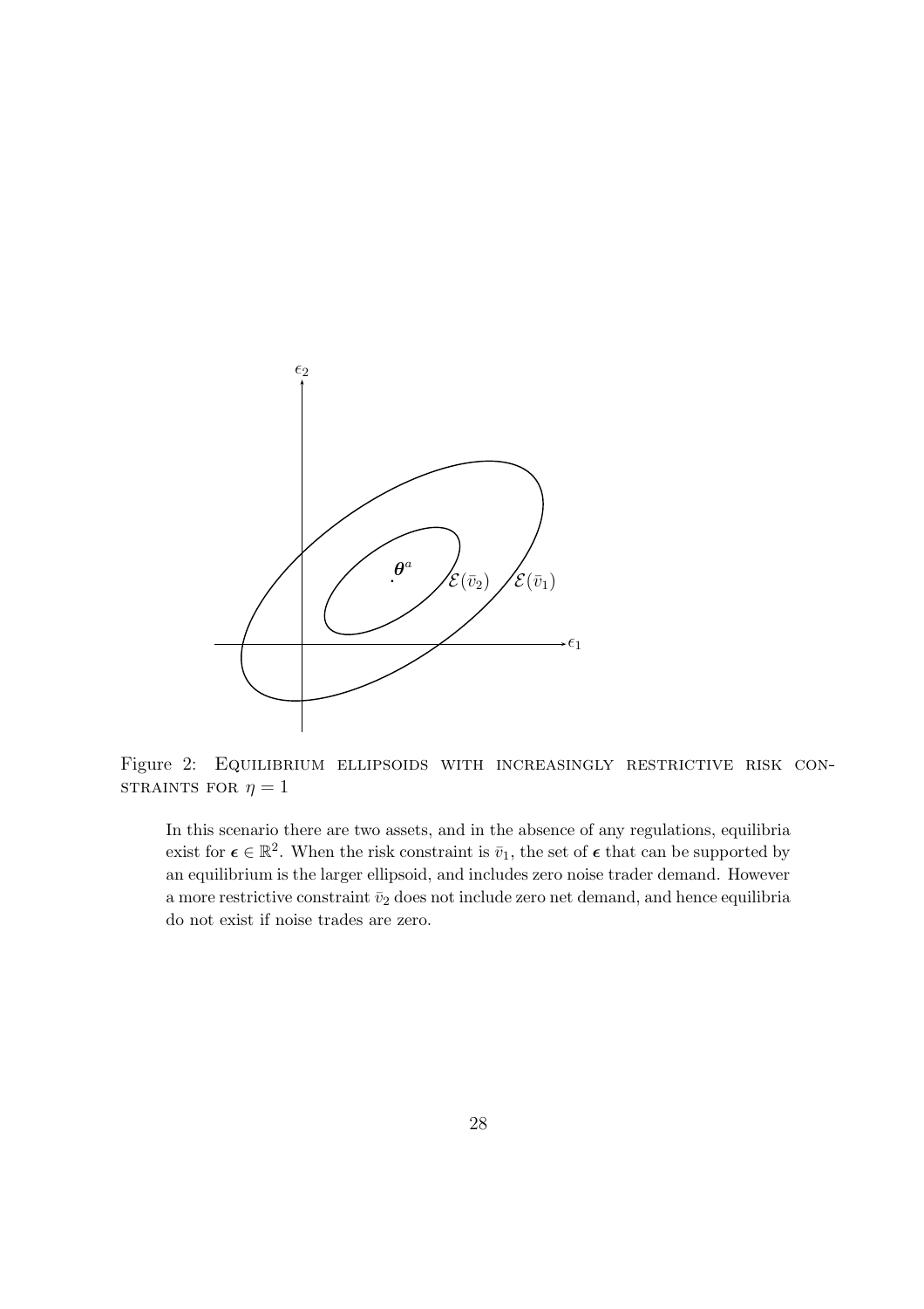Figure 2: Equilibrium ellipsoids with increasingly restrictive risk constraints for $\eta = 1$

In this scenario there are two assets, and in the absence of any regulations, equilibria exist for $\boldsymbol{\epsilon} \in \mathbb{R}^2$. When the risk constraint is $\bar{v}_1$, the set of $\boldsymbol{\epsilon}$ that can be supported by an equilibrium is the larger ellipsoid, and includes zero noise trader demand. However a more restrictive constraint $\bar{v}_2$ does not include zero net demand, and hence equilibria do not exist if noise trades are zero.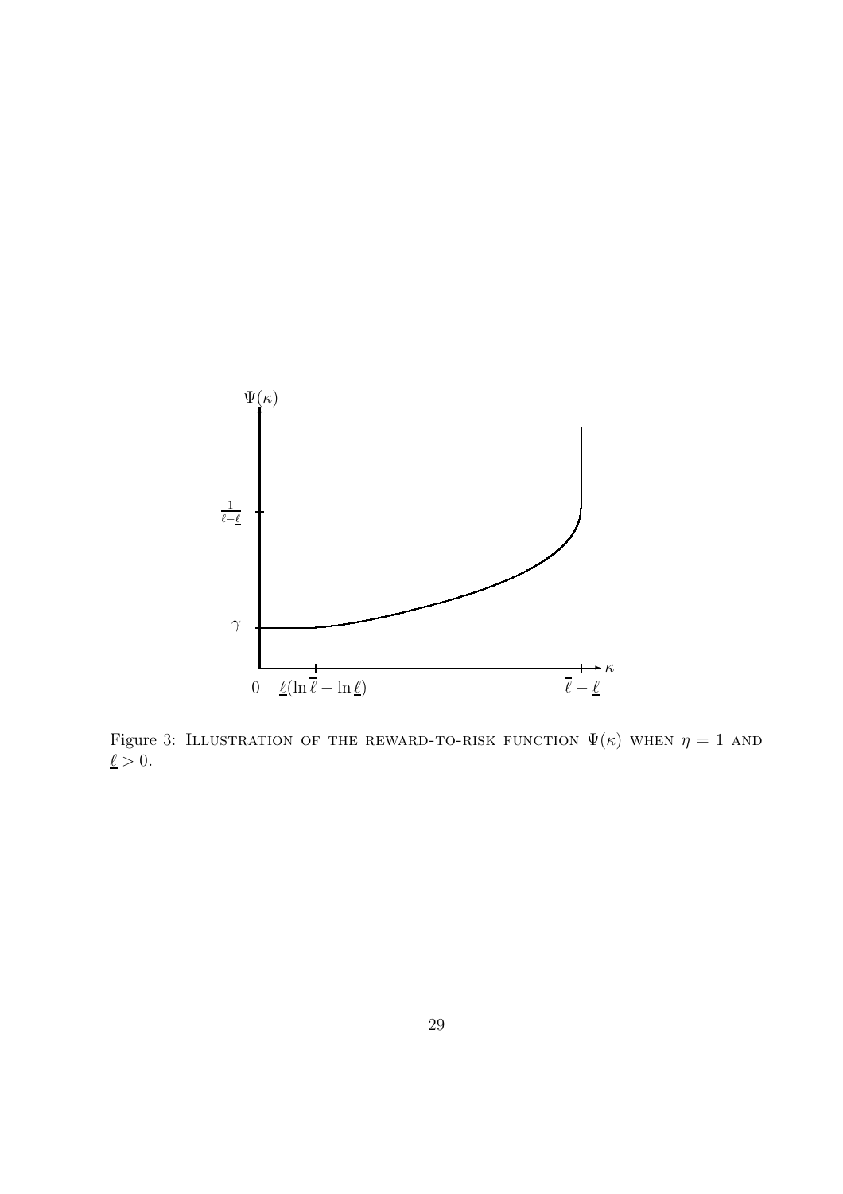Figure 3: ILLUSTRATION OF THE REWARD-TO-RISK FUNCTION $\Psi(\kappa)$ WHEN $\eta = 1$ AND $\underline{\ell} > 0$.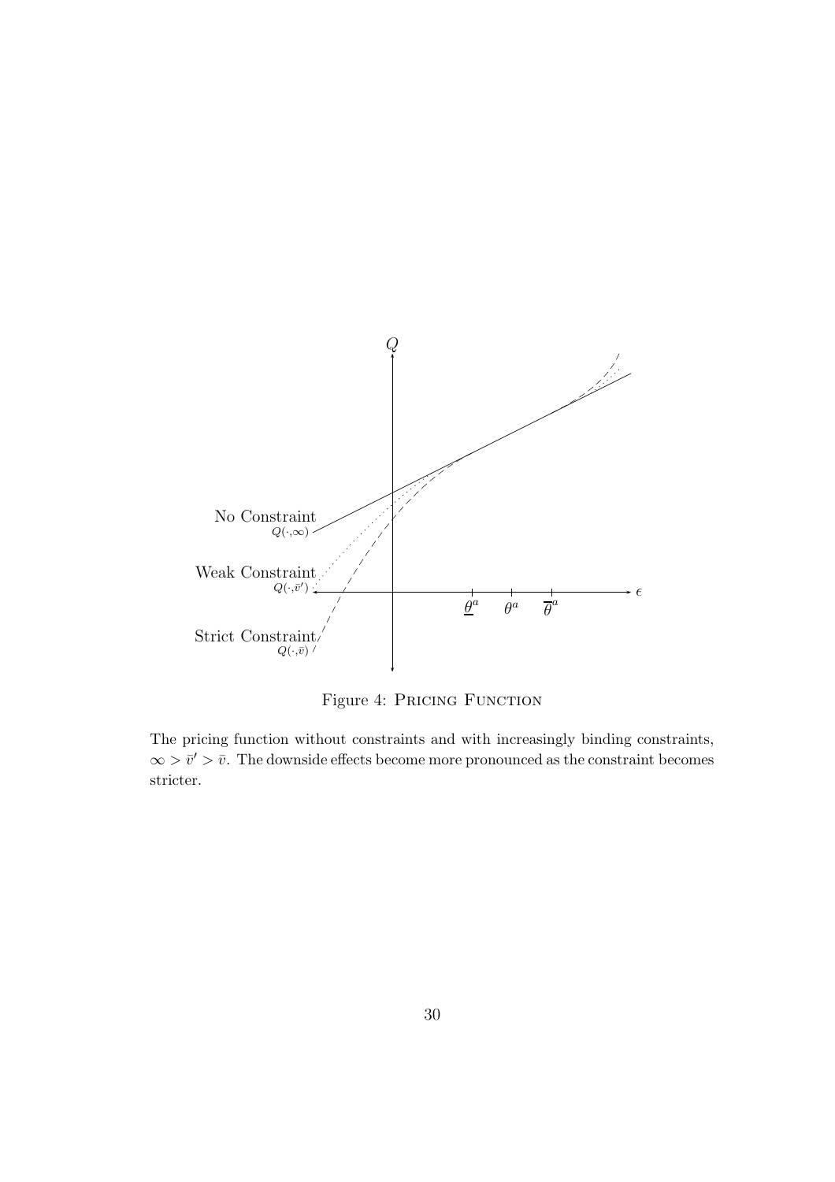Figure 4: Pricing Function

The pricing function without constraints and with increasingly binding constraints, $\infty > \bar{v}' > \bar{v}$. The downside effects become more pronounced as the constraint becomes stricter.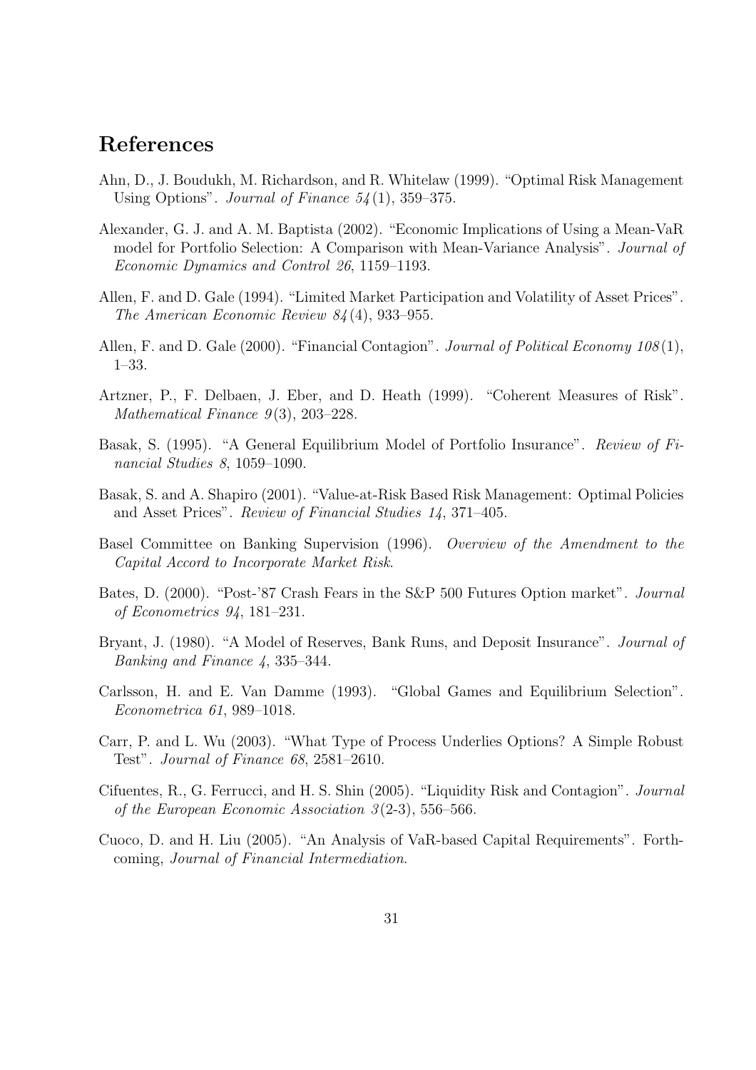## References

Ahn, D., J. Boudukh, M. Richardson, and R. Whitelaw (1999). "Optimal Risk Management Using Options". *Journal of Finance 54*(1), 359–375.

Alexander, G. J. and A. M. Baptista (2002). "Economic Implications of Using a Mean-VaR model for Portfolio Selection: A Comparison with Mean-Variance Analysis". *Journal of Economic Dynamics and Control 26*, 1159–1193.

Allen, F. and D. Gale (1994). "Limited Market Participation and Volatility of Asset Prices". *The American Economic Review 84*(4), 933–955.

Allen, F. and D. Gale (2000). "Financial Contagion". *Journal of Political Economy 108*(1), 1–33.

Artzner, P., F. Delbaen, J. Eber, and D. Heath (1999). "Coherent Measures of Risk". *Mathematical Finance 9*(3), 203–228.

Basak, S. (1995). "A General Equilibrium Model of Portfolio Insurance". *Review of Financial Studies 8*, 1059–1090.

Basak, S. and A. Shapiro (2001). "Value-at-Risk Based Risk Management: Optimal Policies and Asset Prices". *Review of Financial Studies 14*, 371–405.

Basel Committee on Banking Supervision (1996). *Overview of the Amendment to the Capital Accord to Incorporate Market Risk*.

Bates, D. (2000). "Post-'87 Crash Fears in the S&P 500 Futures Option market". *Journal of Econometrics 94*, 181–231.

Bryant, J. (1980). "A Model of Reserves, Bank Runs, and Deposit Insurance". *Journal of Banking and Finance 4*, 335–344.

Carlsson, H. and E. Van Damme (1993). "Global Games and Equilibrium Selection". *Econometrica 61*, 989–1018.

Carr, P. and L. Wu (2003). "What Type of Process Underlies Options? A Simple Robust Test". *Journal of Finance 68*, 2581–2610.

Cifuentes, R., G. Ferrucci, and H. S. Shin (2005). "Liquidity Risk and Contagion". *Journal of the European Economic Association 3*(2-3), 556–566.

Cuoco, D. and H. Liu (2005). "An Analysis of VaR-based Capital Requirements". Forthcoming, *Journal of Financial Intermediation*.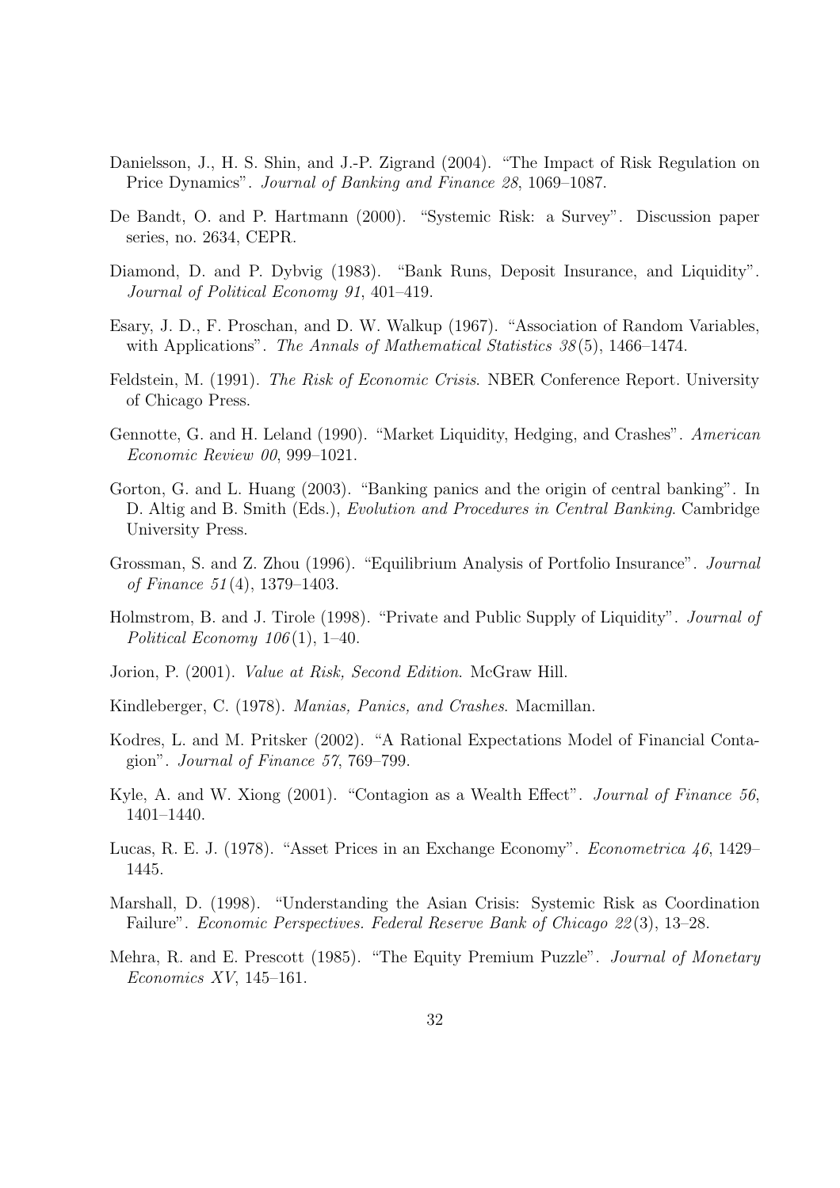Danielsson, J., H. S. Shin, and J.-P. Zigrand (2004). "The Impact of Risk Regulation on Price Dynamics". *Journal of Banking and Finance 28*, 1069–1087.

De Bandt, O. and P. Hartmann (2000). "Systemic Risk: a Survey". Discussion paper series, no. 2634, CEPR.

Diamond, D. and P. Dybvig (1983). "Bank Runs, Deposit Insurance, and Liquidity". *Journal of Political Economy 91*, 401–419.

Esary, J. D., F. Proschan, and D. W. Walkup (1967). "Association of Random Variables, with Applications". *The Annals of Mathematical Statistics 38*(5), 1466–1474.

Feldstein, M. (1991). *The Risk of Economic Crisis*. NBER Conference Report. University of Chicago Press.

Gennotte, G. and H. Leland (1990). "Market Liquidity, Hedging, and Crashes". *American Economic Review 00*, 999–1021.

Gorton, G. and L. Huang (2003). "Banking panics and the origin of central banking". In D. Altig and B. Smith (Eds.), *Evolution and Procedures in Central Banking*. Cambridge University Press.

Grossman, S. and Z. Zhou (1996). "Equilibrium Analysis of Portfolio Insurance". *Journal of Finance 51*(4), 1379–1403.

Holmstrom, B. and J. Tirole (1998). "Private and Public Supply of Liquidity". *Journal of Political Economy 106*(1), 1–40.

Jorion, P. (2001). *Value at Risk, Second Edition*. McGraw Hill.

Kindleberger, C. (1978). *Manias, Panics, and Crashes*. Macmillan.

Kodres, L. and M. Pritsker (2002). "A Rational Expectations Model of Financial Contagion". *Journal of Finance 57*, 769–799.

Kyle, A. and W. Xiong (2001). "Contagion as a Wealth Effect". *Journal of Finance 56*, 1401–1440.

Lucas, R. E. J. (1978). "Asset Prices in an Exchange Economy". *Econometrica 46*, 1429–1445.

Marshall, D. (1998). "Understanding the Asian Crisis: Systemic Risk as Coordination Failure". *Economic Perspectives. Federal Reserve Bank of Chicago 22*(3), 13–28.

Mehra, R. and E. Prescott (1985). "The Equity Premium Puzzle". *Journal of Monetary Economics XV*, 145–161.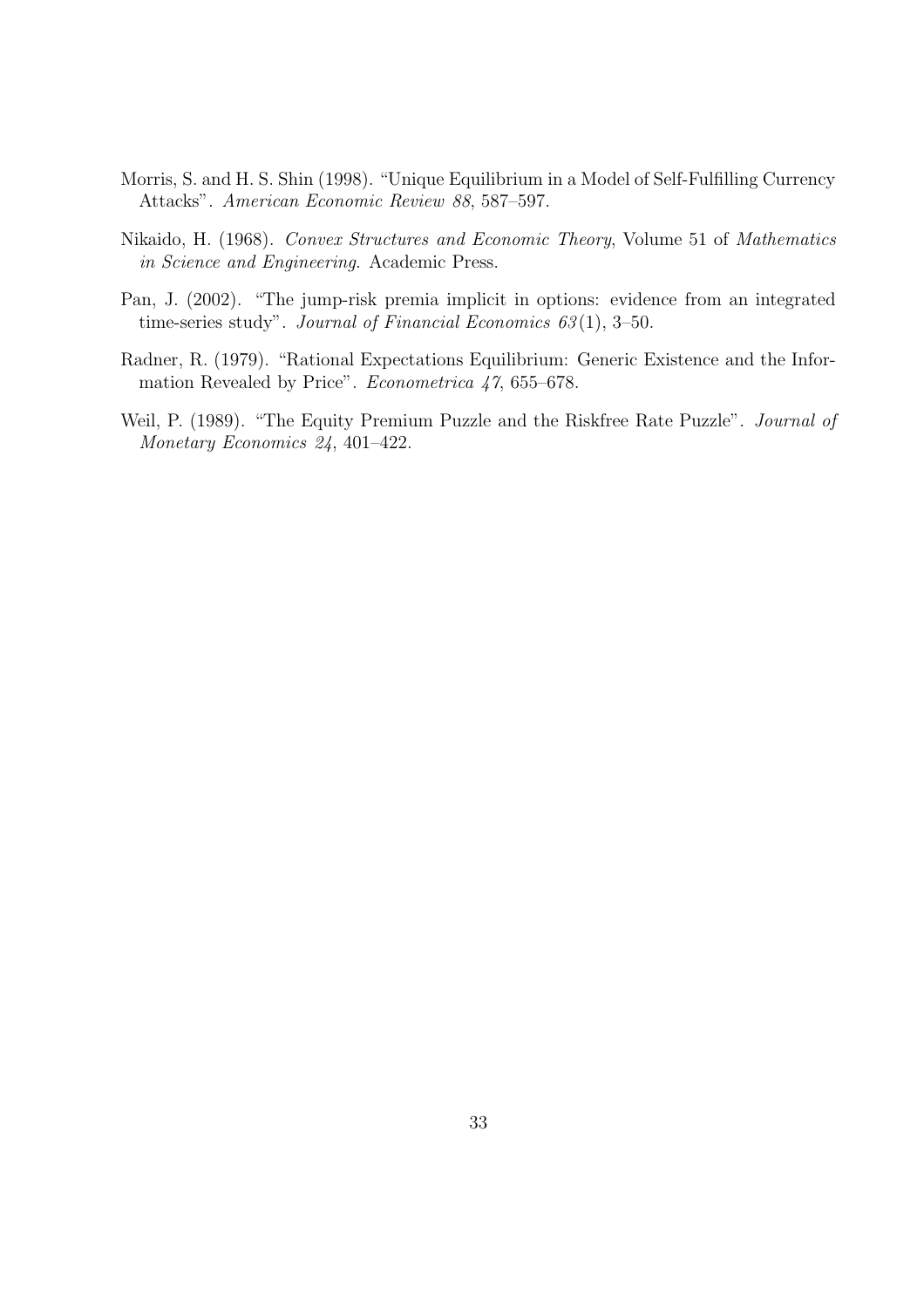Morris, S. and H. S. Shin (1998). "Unique Equilibrium in a Model of Self-Fulfilling Currency Attacks". *American Economic Review 88*, 587–597.

Nikaido, H. (1968). *Convex Structures and Economic Theory*, Volume 51 of *Mathematics in Science and Engineering*. Academic Press.

Pan, J. (2002). "The jump-risk premia implicit in options: evidence from an integrated time-series study". *Journal of Financial Economics 63*(1), 3–50.

Radner, R. (1979). "Rational Expectations Equilibrium: Generic Existence and the Information Revealed by Price". *Econometrica 47*, 655–678.

Weil, P. (1989). "The Equity Premium Puzzle and the Riskfree Rate Puzzle". *Journal of Monetary Economics 24*, 401–422.